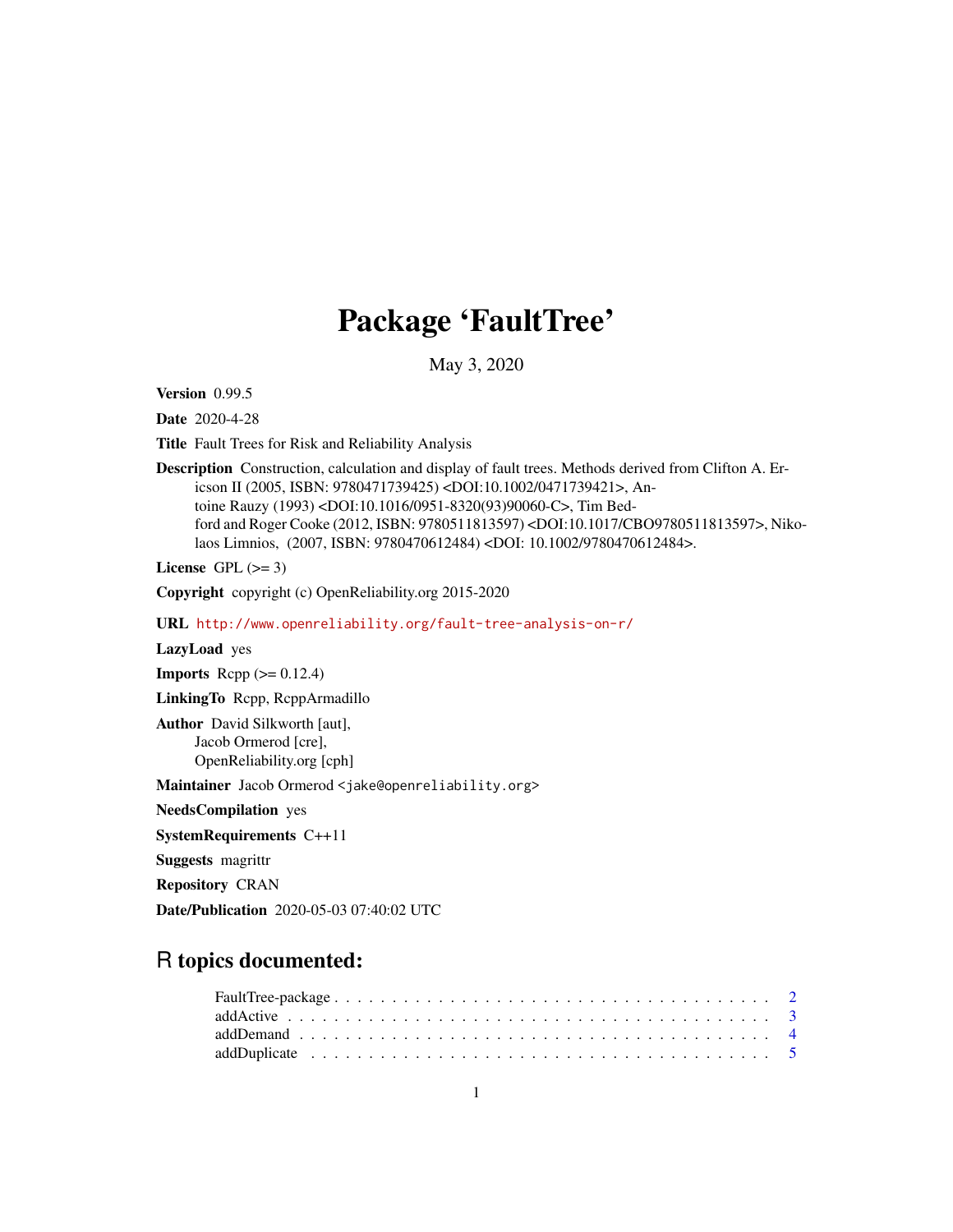# Package 'FaultTree'

May 3, 2020

**Version** 0.99.5

**Date** 2020-4-28

**Title** Fault Trees for Risk and Reliability Analysis

**Description** Construction, calculation and display of fault trees. Methods derived from Clifton A. Ericson II (2005, ISBN: 9780471739425) <DOI:10.1002/0471739421>, Antoine Rauzy (1993) <DOI:10.1016/0951-8320(93)90060-C>, Tim Bedford and Roger Cooke (2012, ISBN: 9780511813597) <DOI:10.1017/CBO9780511813597>, Nikolaos Limnios, (2007, ISBN: 9780470612484) <DOI: 10.1002/9780470612484>.

**License** GPL (>= 3)

**Copyright** copyright (c) OpenReliability.org 2015-2020

**URL** http://www.openreliability.org/fault-tree-analysis-on-r/

**LazyLoad** yes

**Imports** Rcpp (>= 0.12.4)

**LinkingTo** Rcpp, RcppArmadillo

**Author** David Silkworth [aut],
Jacob Ormerod [cre],
OpenReliability.org [cph]

**Maintainer** Jacob Ormerod <jake@openreliability.org>

**NeedsCompilation** yes

**SystemRequirements** C++11

**Suggests** magrittr

**Repository** CRAN

**Date/Publication** 2020-05-03 07:40:02 UTC

## R topics documented:

- FaultTree-package . . . . . . . . . . . . . . . . . . . . . . . . . . . . . . . . . . . . 2
- addActive . . . . . . . . . . . . . . . . . . . . . . . . . . . . . . . . . . . . . . . . . 3
- addDemand . . . . . . . . . . . . . . . . . . . . . . . . . . . . . . . . . . . . . . . . 4
- addDuplicate . . . . . . . . . . . . . . . . . . . . . . . . . . . . . . . . . . . . . . . 5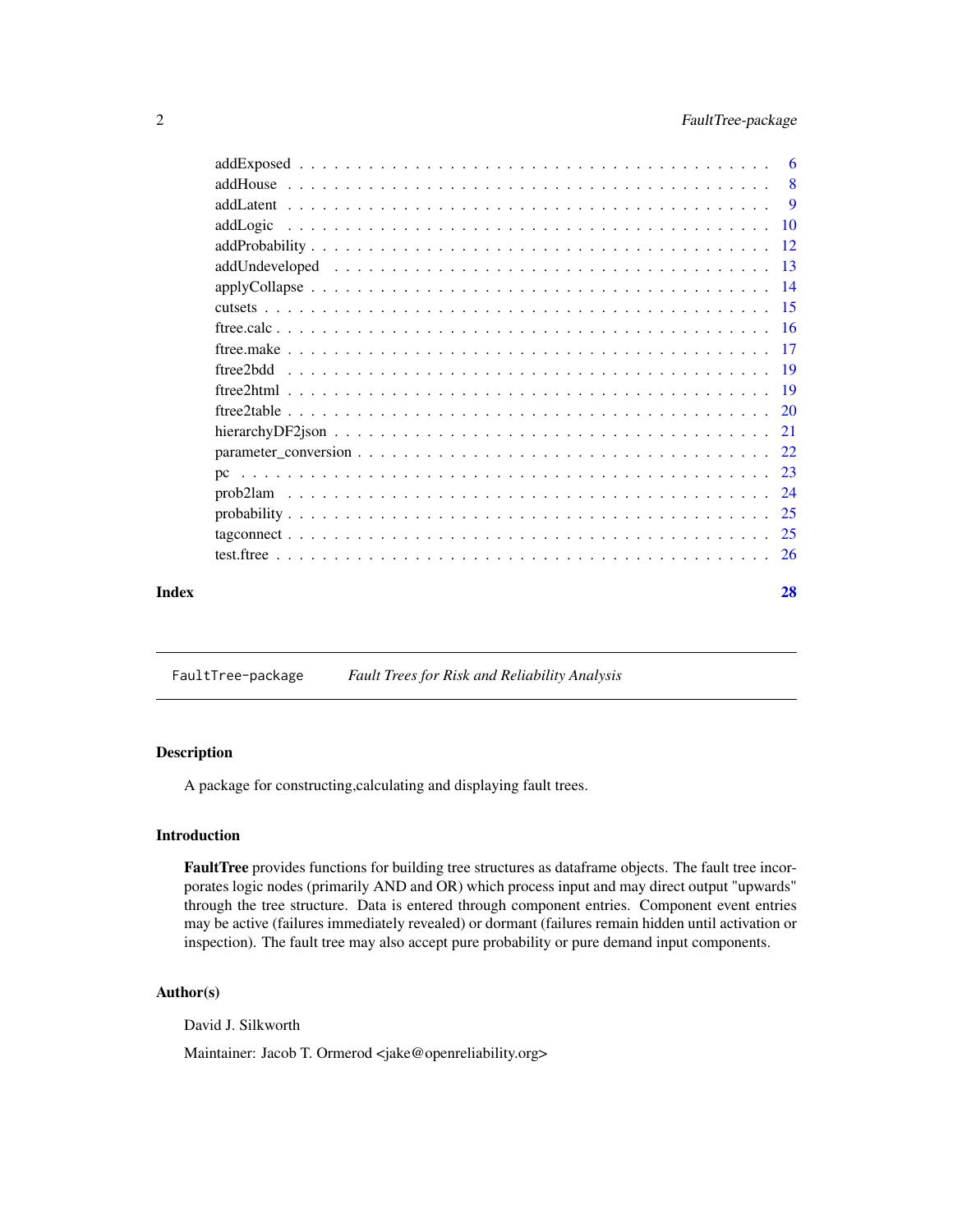| | |
|---|---|
| addExposed | 6 |
| addHouse | 8 |
| addLatent | 9 |
| addLogic | 10 |
| addProbability | 12 |
| addUndeveloped | 13 |
| applyCollapse | 14 |
| cutsets | 15 |
| ftree.calc | 16 |
| ftree.make | 17 |
| ftree2bdd | 19 |
| ftree2html | 19 |
| ftree2table | 20 |
| hierarchyDF2json | 21 |
| parameter_conversion | 22 |
| pc | 23 |
| prob2lam | 24 |
| probability | 25 |
| tagconnect | 25 |
| test.ftree | 26 |

**Index** **28**

---

`FaultTree-package` *Fault Trees for Risk and Reliability Analysis*

---

## Description

A package for constructing,calculating and displaying fault trees.

## Introduction

**FaultTree** provides functions for building tree structures as dataframe objects. The fault tree incorporates logic nodes (primarily AND and OR) which process input and may direct output "upwards" through the tree structure. Data is entered through component entries. Component event entries may be active (failures immediately revealed) or dormant (failures remain hidden until activation or inspection). The fault tree may also accept pure probability or pure demand input components.

## Author(s)

David J. Silkworth

Maintainer: Jacob T. Ormerod <jake@openreliability.org>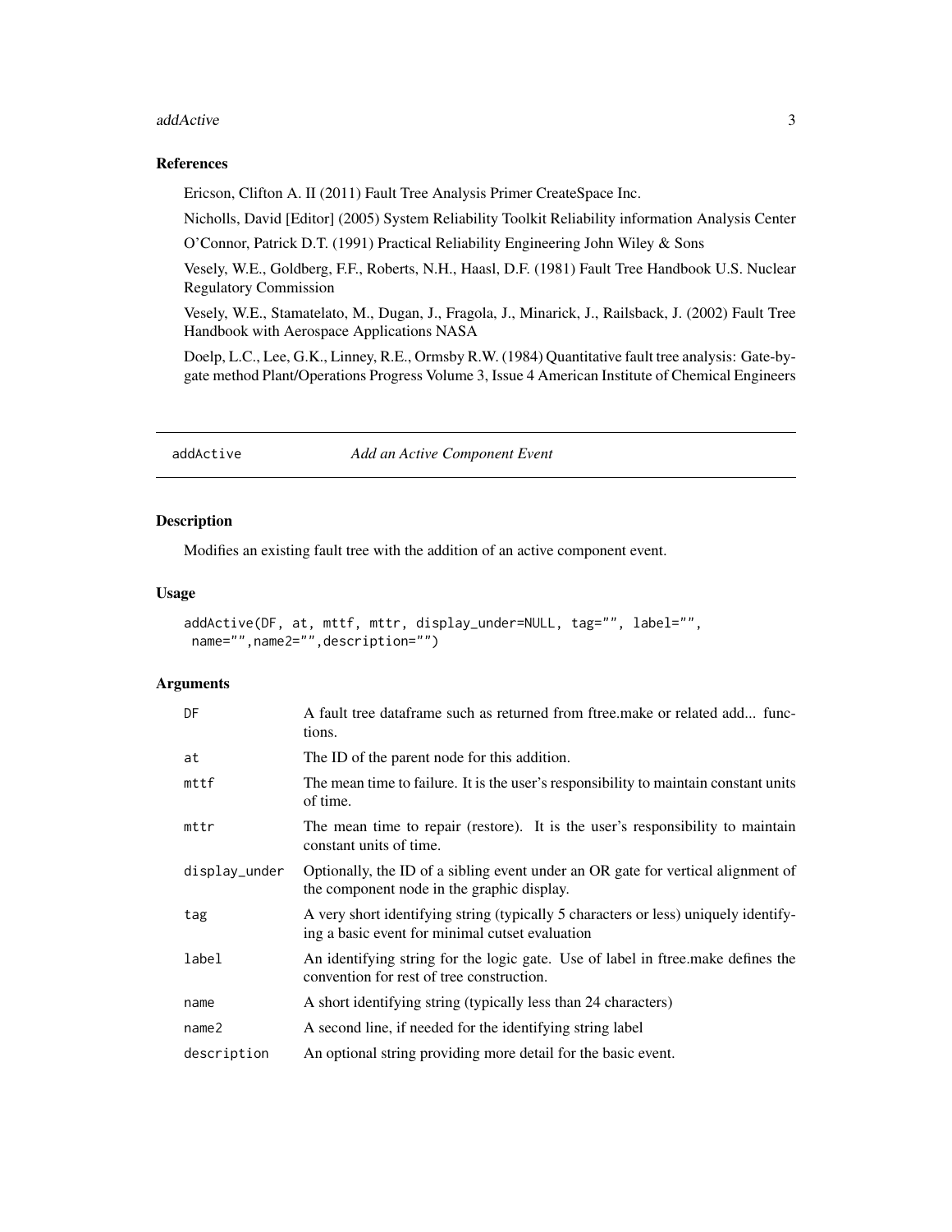### References

Ericson, Clifton A. II (2011) Fault Tree Analysis Primer CreateSpace Inc.

Nicholls, David [Editor] (2005) System Reliability Toolkit Reliability information Analysis Center

O'Connor, Patrick D.T. (1991) Practical Reliability Engineering John Wiley & Sons

Vesely, W.E., Goldberg, F.F., Roberts, N.H., Haasl, D.F. (1981) Fault Tree Handbook U.S. Nuclear Regulatory Commission

Vesely, W.E., Stamatelato, M., Dugan, J., Fragola, J., Minarick, J., Railsback, J. (2002) Fault Tree Handbook with Aerospace Applications NASA

Doelp, L.C., Lee, G.K., Linney, R.E., Ormsby R.W. (1984) Quantitative fault tree analysis: Gate-by-gate method Plant/Operations Progress Volume 3, Issue 4 American Institute of Chemical Engineers

---

## addActive — *Add an Active Component Event*

### Description

Modifies an existing fault tree with the addition of an active component event.

### Usage

```
addActive(DF, at, mttf, mttr, display_under=NULL, tag="", label="",
 name="",name2="",description="")
```

### Arguments

| | |
|---|---|
| DF | A fault tree dataframe such as returned from ftree.make or related add... functions. |
| at | The ID of the parent node for this addition. |
| mttf | The mean time to failure. It is the user's responsibility to maintain constant units of time. |
| mttr | The mean time to repair (restore). It is the user's responsibility to maintain constant units of time. |
| display_under | Optionally, the ID of a sibling event under an OR gate for vertical alignment of the component node in the graphic display. |
| tag | A very short identifying string (typically 5 characters or less) uniquely identifying a basic event for minimal cutset evaluation |
| label | An identifying string for the logic gate. Use of label in ftree.make defines the convention for rest of tree construction. |
| name | A short identifying string (typically less than 24 characters) |
| name2 | A second line, if needed for the identifying string label |
| description | An optional string providing more detail for the basic event. |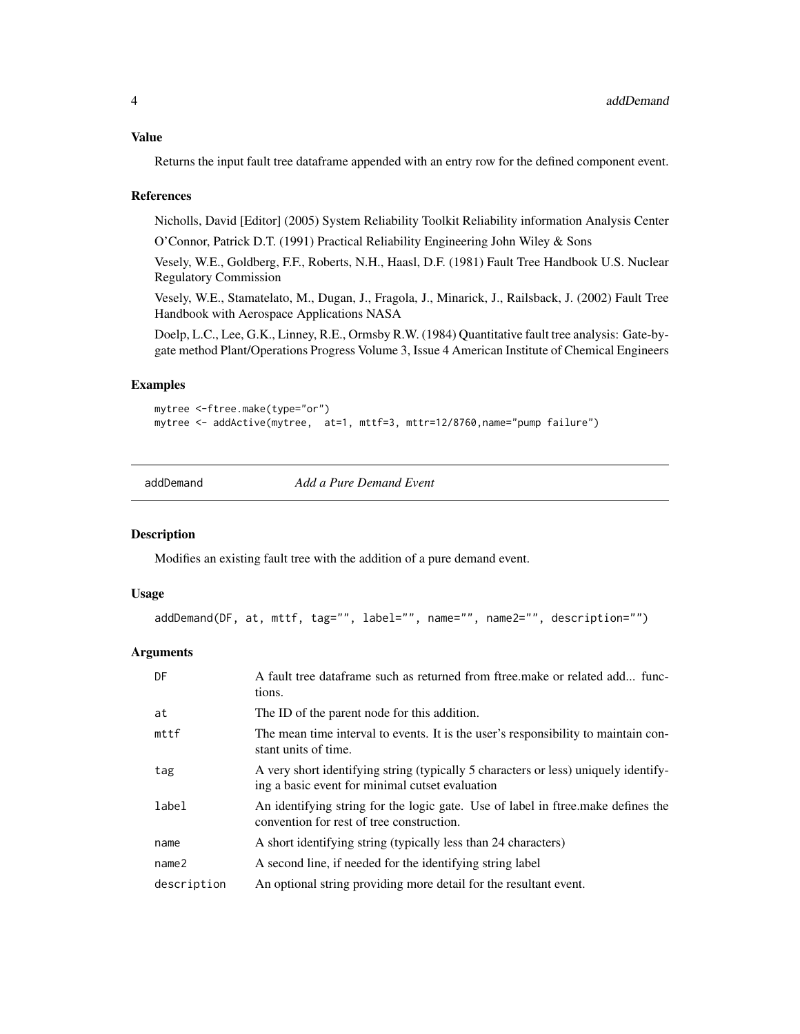### Value

Returns the input fault tree dataframe appended with an entry row for the defined component event.

### References

Nicholls, David [Editor] (2005) System Reliability Toolkit Reliability information Analysis Center

O'Connor, Patrick D.T. (1991) Practical Reliability Engineering John Wiley & Sons

Vesely, W.E., Goldberg, F.F., Roberts, N.H., Haasl, D.F. (1981) Fault Tree Handbook U.S. Nuclear Regulatory Commission

Vesely, W.E., Stamatelato, M., Dugan, J., Fragola, J., Minarick, J., Railsback, J. (2002) Fault Tree Handbook with Aerospace Applications NASA

Doelp, L.C., Lee, G.K., Linney, R.E., Ormsby R.W. (1984) Quantitative fault tree analysis: Gate-by-gate method Plant/Operations Progress Volume 3, Issue 4 American Institute of Chemical Engineers

### Examples

```
mytree <-ftree.make(type="or")
mytree <- addActive(mytree,  at=1, mttf=3, mttr=12/8760,name="pump failure")
```

---

## addDemand — *Add a Pure Demand Event*

### Description

Modifies an existing fault tree with the addition of a pure demand event.

### Usage

```
addDemand(DF, at, mttf, tag="", label="", name="", name2="", description="")
```

### Arguments

| Argument | Description |
|---|---|
| DF | A fault tree dataframe such as returned from ftree.make or related add... functions. |
| at | The ID of the parent node for this addition. |
| mttf | The mean time interval to events. It is the user's responsibility to maintain constant units of time. |
| tag | A very short identifying string (typically 5 characters or less) uniquely identifying a basic event for minimal cutset evaluation |
| label | An identifying string for the logic gate. Use of label in ftree.make defines the convention for rest of tree construction. |
| name | A short identifying string (typically less than 24 characters) |
| name2 | A second line, if needed for the identifying string label |
| description | An optional string providing more detail for the resultant event. |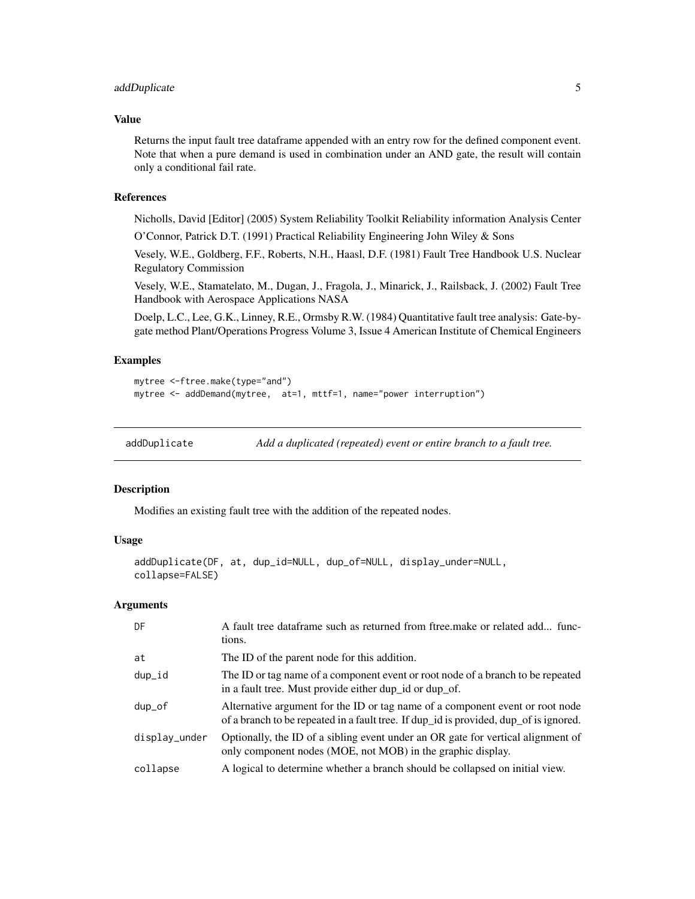### Value

Returns the input fault tree dataframe appended with an entry row for the defined component event. Note that when a pure demand is used in combination under an AND gate, the result will contain only a conditional fail rate.

### References

Nicholls, David [Editor] (2005) System Reliability Toolkit Reliability information Analysis Center

O'Connor, Patrick D.T. (1991) Practical Reliability Engineering John Wiley & Sons

Vesely, W.E., Goldberg, F.F., Roberts, N.H., Haasl, D.F. (1981) Fault Tree Handbook U.S. Nuclear Regulatory Commission

Vesely, W.E., Stamatelato, M., Dugan, J., Fragola, J., Minarick, J., Railsback, J. (2002) Fault Tree Handbook with Aerospace Applications NASA

Doelp, L.C., Lee, G.K., Linney, R.E., Ormsby R.W. (1984) Quantitative fault tree analysis: Gate-by-gate method Plant/Operations Progress Volume 3, Issue 4 American Institute of Chemical Engineers

### Examples

```
mytree <-ftree.make(type="and")
mytree <- addDemand(mytree,  at=1, mttf=1, name="power interruption")
```

## addDuplicate — *Add a duplicated (repeated) event or entire branch to a fault tree.*

### Description

Modifies an existing fault tree with the addition of the repeated nodes.

### Usage

```
addDuplicate(DF, at, dup_id=NULL, dup_of=NULL, display_under=NULL,
collapse=FALSE)
```

### Arguments

| | |
|---|---|
| DF | A fault tree dataframe such as returned from ftree.make or related add... functions. |
| at | The ID of the parent node for this addition. |
| dup_id | The ID or tag name of a component event or root node of a branch to be repeated in a fault tree. Must provide either dup_id or dup_of. |
| dup_of | Alternative argument for the ID or tag name of a component event or root node of a branch to be repeated in a fault tree. If dup_id is provided, dup_of is ignored. |
| display_under | Optionally, the ID of a sibling event under an OR gate for vertical alignment of only component nodes (MOE, not MOB) in the graphic display. |
| collapse | A logical to determine whether a branch should be collapsed on initial view. |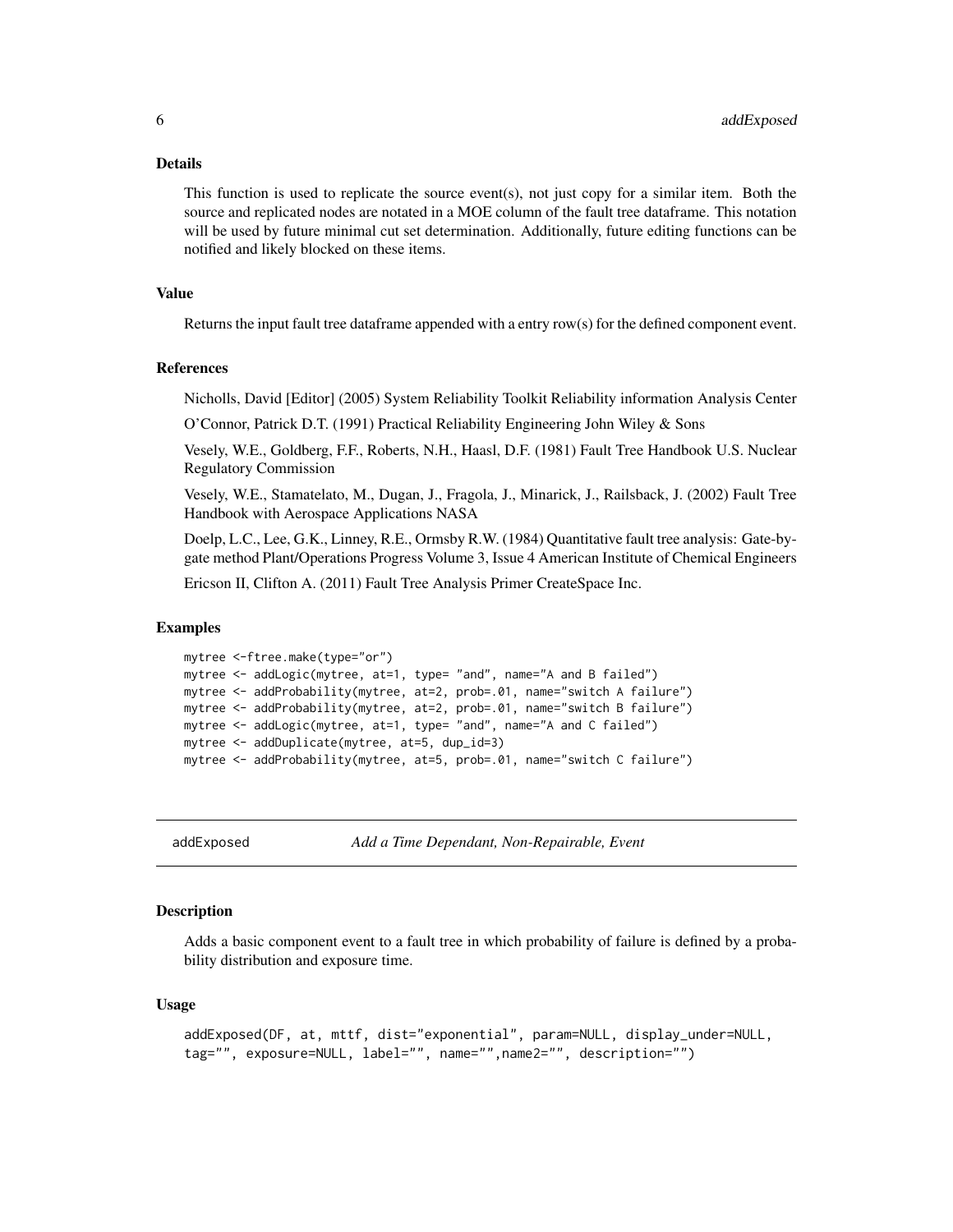### Details

This function is used to replicate the source event(s), not just copy for a similar item. Both the source and replicated nodes are notated in a MOE column of the fault tree dataframe. This notation will be used by future minimal cut set determination. Additionally, future editing functions can be notified and likely blocked on these items.

### Value

Returns the input fault tree dataframe appended with a entry row(s) for the defined component event.

### References

Nicholls, David [Editor] (2005) System Reliability Toolkit Reliability information Analysis Center

O'Connor, Patrick D.T. (1991) Practical Reliability Engineering John Wiley & Sons

Vesely, W.E., Goldberg, F.F., Roberts, N.H., Haasl, D.F. (1981) Fault Tree Handbook U.S. Nuclear Regulatory Commission

Vesely, W.E., Stamatelato, M., Dugan, J., Fragola, J., Minarick, J., Railsback, J. (2002) Fault Tree Handbook with Aerospace Applications NASA

Doelp, L.C., Lee, G.K., Linney, R.E., Ormsby R.W. (1984) Quantitative fault tree analysis: Gate-by-gate method Plant/Operations Progress Volume 3, Issue 4 American Institute of Chemical Engineers

Ericson II, Clifton A. (2011) Fault Tree Analysis Primer CreateSpace Inc.

### Examples

```
mytree <-ftree.make(type="or")
mytree <- addLogic(mytree, at=1, type= "and", name="A and B failed")
mytree <- addProbability(mytree, at=2, prob=.01, name="switch A failure")
mytree <- addProbability(mytree, at=2, prob=.01, name="switch B failure")
mytree <- addLogic(mytree, at=1, type= "and", name="A and C failed")
mytree <- addDuplicate(mytree, at=5, dup_id=3)
mytree <- addProbability(mytree, at=5, prob=.01, name="switch C failure")
```

---

## addExposed — *Add a Time Dependant, Non-Repairable, Event*

### Description

Adds a basic component event to a fault tree in which probability of failure is defined by a probability distribution and exposure time.

### Usage

```
addExposed(DF, at, mttf, dist="exponential", param=NULL, display_under=NULL,
tag="", exposure=NULL, label="", name="",name2="", description="")
```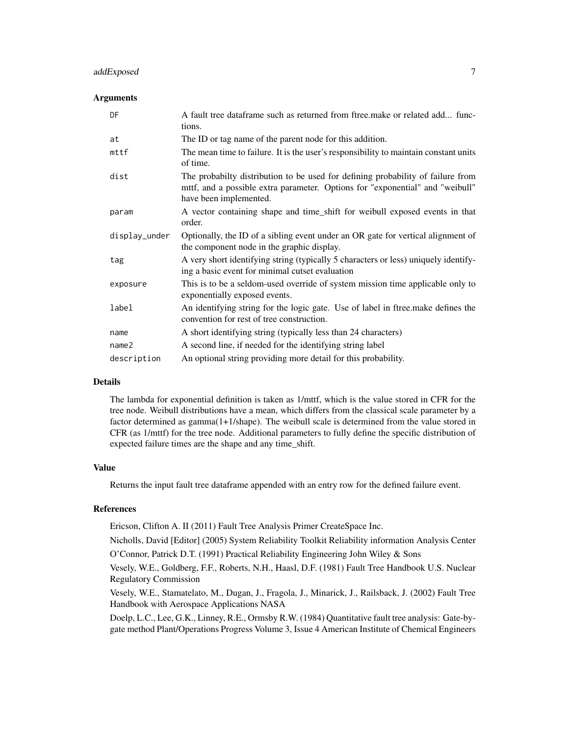### Arguments

| | |
|---|---|
| DF | A fault tree dataframe such as returned from ftree.make or related add... functions. |
| at | The ID or tag name of the parent node for this addition. |
| mttf | The mean time to failure. It is the user's responsibility to maintain constant units of time. |
| dist | The probabilty distribution to be used for defining probability of failure from mttf, and a possible extra parameter. Options for "exponential" and "weibull" have been implemented. |
| param | A vector containing shape and time_shift for weibull exposed events in that order. |
| display_under | Optionally, the ID of a sibling event under an OR gate for vertical alignment of the component node in the graphic display. |
| tag | A very short identifying string (typically 5 characters or less) uniquely identifying a basic event for minimal cutset evaluation |
| exposure | This is to be a seldom-used override of system mission time applicable only to exponentially exposed events. |
| label | An identifying string for the logic gate. Use of label in ftree.make defines the convention for rest of tree construction. |
| name | A short identifying string (typically less than 24 characters) |
| name2 | A second line, if needed for the identifying string label |
| description | An optional string providing more detail for this probability. |

### Details

The lambda for exponential definition is taken as 1/mttf, which is the value stored in CFR for the tree node. Weibull distributions have a mean, which differs from the classical scale parameter by a factor determined as gamma(1+1/shape). The weibull scale is determined from the value stored in CFR (as 1/mttf) for the tree node. Additional parameters to fully define the specific distribution of expected failure times are the shape and any time_shift.

### Value

Returns the input fault tree dataframe appended with an entry row for the defined failure event.

### References

Ericson, Clifton A. II (2011) Fault Tree Analysis Primer CreateSpace Inc.

Nicholls, David [Editor] (2005) System Reliability Toolkit Reliability information Analysis Center

O'Connor, Patrick D.T. (1991) Practical Reliability Engineering John Wiley & Sons

Vesely, W.E., Goldberg, F.F., Roberts, N.H., Haasl, D.F. (1981) Fault Tree Handbook U.S. Nuclear Regulatory Commission

Vesely, W.E., Stamatelato, M., Dugan, J., Fragola, J., Minarick, J., Railsback, J. (2002) Fault Tree Handbook with Aerospace Applications NASA

Doelp, L.C., Lee, G.K., Linney, R.E., Ormsby R.W. (1984) Quantitative fault tree analysis: Gate-by-gate method Plant/Operations Progress Volume 3, Issue 4 American Institute of Chemical Engineers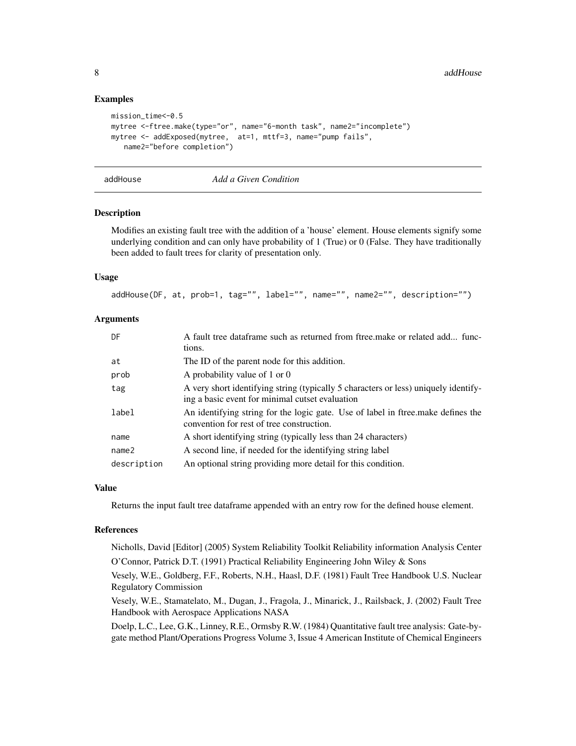### Examples

```
mission_time<-0.5
mytree <-ftree.make(type="or", name="6-month task", name2="incomplete")
mytree <- addExposed(mytree,  at=1, mttf=3, name="pump fails",
   name2="before completion")
```

---

## addHouse — *Add a Given Condition*

---

### Description

Modifies an existing fault tree with the addition of a 'house' element. House elements signify some underlying condition and can only have probability of 1 (True) or 0 (False. They have traditionally been added to fault trees for clarity of presentation only.

### Usage

```
addHouse(DF, at, prob=1, tag="", label="", name="", name2="", description="")
```

### Arguments

| | |
|---|---|
| DF | A fault tree dataframe such as returned from ftree.make or related add... functions. |
| at | The ID of the parent node for this addition. |
| prob | A probability value of 1 or 0 |
| tag | A very short identifying string (typically 5 characters or less) uniquely identifying a basic event for minimal cutset evaluation |
| label | An identifying string for the logic gate. Use of label in ftree.make defines the convention for rest of tree construction. |
| name | A short identifying string (typically less than 24 characters) |
| name2 | A second line, if needed for the identifying string label |
| description | An optional string providing more detail for this condition. |

### Value

Returns the input fault tree dataframe appended with an entry row for the defined house element.

### References

Nicholls, David [Editor] (2005) System Reliability Toolkit Reliability information Analysis Center

O'Connor, Patrick D.T. (1991) Practical Reliability Engineering John Wiley & Sons

Vesely, W.E., Goldberg, F.F., Roberts, N.H., Haasl, D.F. (1981) Fault Tree Handbook U.S. Nuclear Regulatory Commission

Vesely, W.E., Stamatelato, M., Dugan, J., Fragola, J., Minarick, J., Railsback, J. (2002) Fault Tree Handbook with Aerospace Applications NASA

Doelp, L.C., Lee, G.K., Linney, R.E., Ormsby R.W. (1984) Quantitative fault tree analysis: Gate-by-gate method Plant/Operations Progress Volume 3, Issue 4 American Institute of Chemical Engineers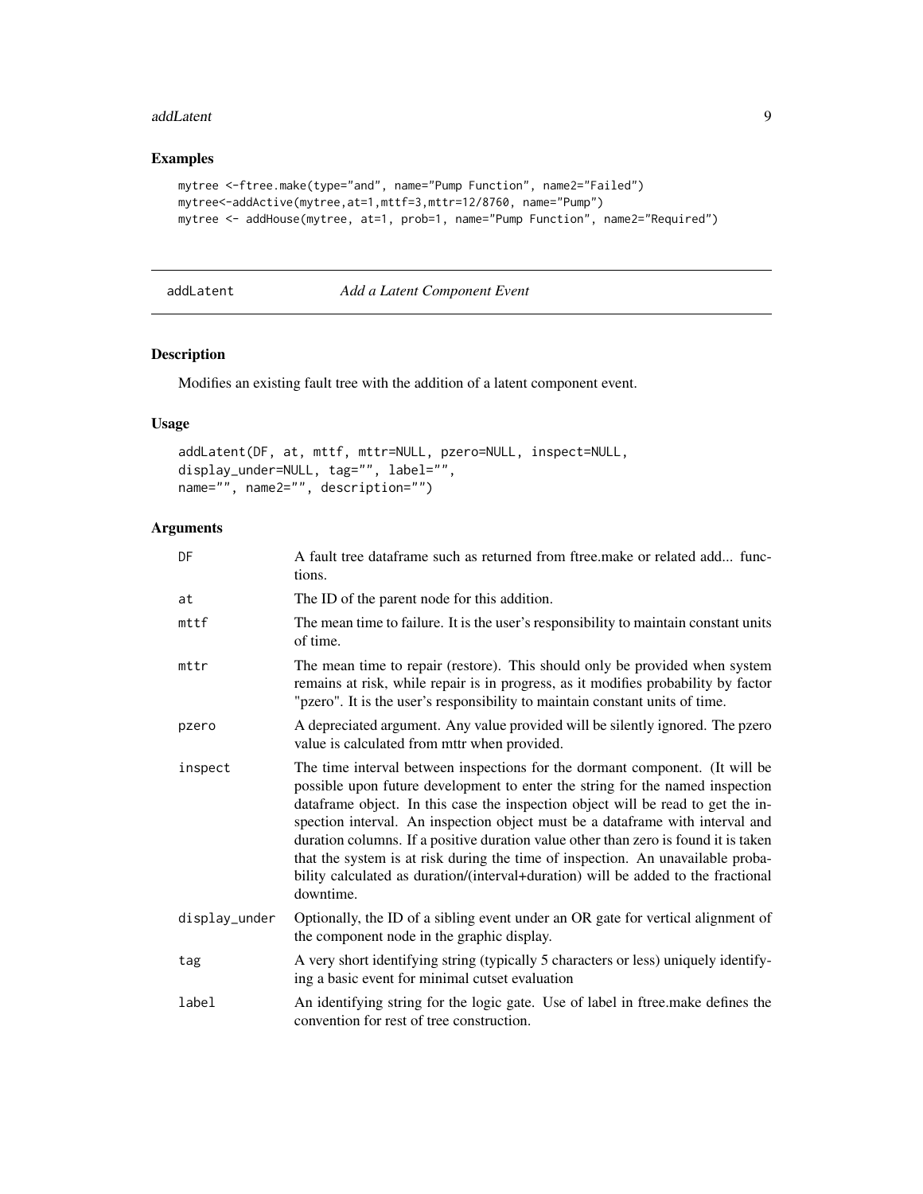## Examples

```
mytree <-ftree.make(type="and", name="Pump Function", name2="Failed")
mytree<-addActive(mytree,at=1,mttf=3,mttr=12/8760, name="Pump")
mytree <- addHouse(mytree, at=1, prob=1, name="Pump Function", name2="Required")
```

---

# addLatent — *Add a Latent Component Event*

## Description

Modifies an existing fault tree with the addition of a latent component event.

## Usage

```
addLatent(DF, at, mttf, mttr=NULL, pzero=NULL, inspect=NULL,
display_under=NULL, tag="", label="",
name="", name2="", description="")
```

## Arguments

| | |
|---|---|
| DF | A fault tree dataframe such as returned from ftree.make or related add... functions. |
| at | The ID of the parent node for this addition. |
| mttf | The mean time to failure. It is the user's responsibility to maintain constant units of time. |
| mttr | The mean time to repair (restore). This should only be provided when system remains at risk, while repair is in progress, as it modifies probability by factor "pzero". It is the user's responsibility to maintain constant units of time. |
| pzero | A depreciated argument. Any value provided will be silently ignored. The pzero value is calculated from mttr when provided. |
| inspect | The time interval between inspections for the dormant component. (It will be possible upon future development to enter the string for the named inspection dataframe object. In this case the inspection object will be read to get the inspection interval. An inspection object must be a dataframe with interval and duration columns. If a positive duration value other than zero is found it is taken that the system is at risk during the time of inspection. An unavailable probability calculated as duration/(interval+duration) will be added to the fractional downtime. |
| display_under | Optionally, the ID of a sibling event under an OR gate for vertical alignment of the component node in the graphic display. |
| tag | A very short identifying string (typically 5 characters or less) uniquely identifying a basic event for minimal cutset evaluation |
| label | An identifying string for the logic gate. Use of label in ftree.make defines the convention for rest of tree construction. |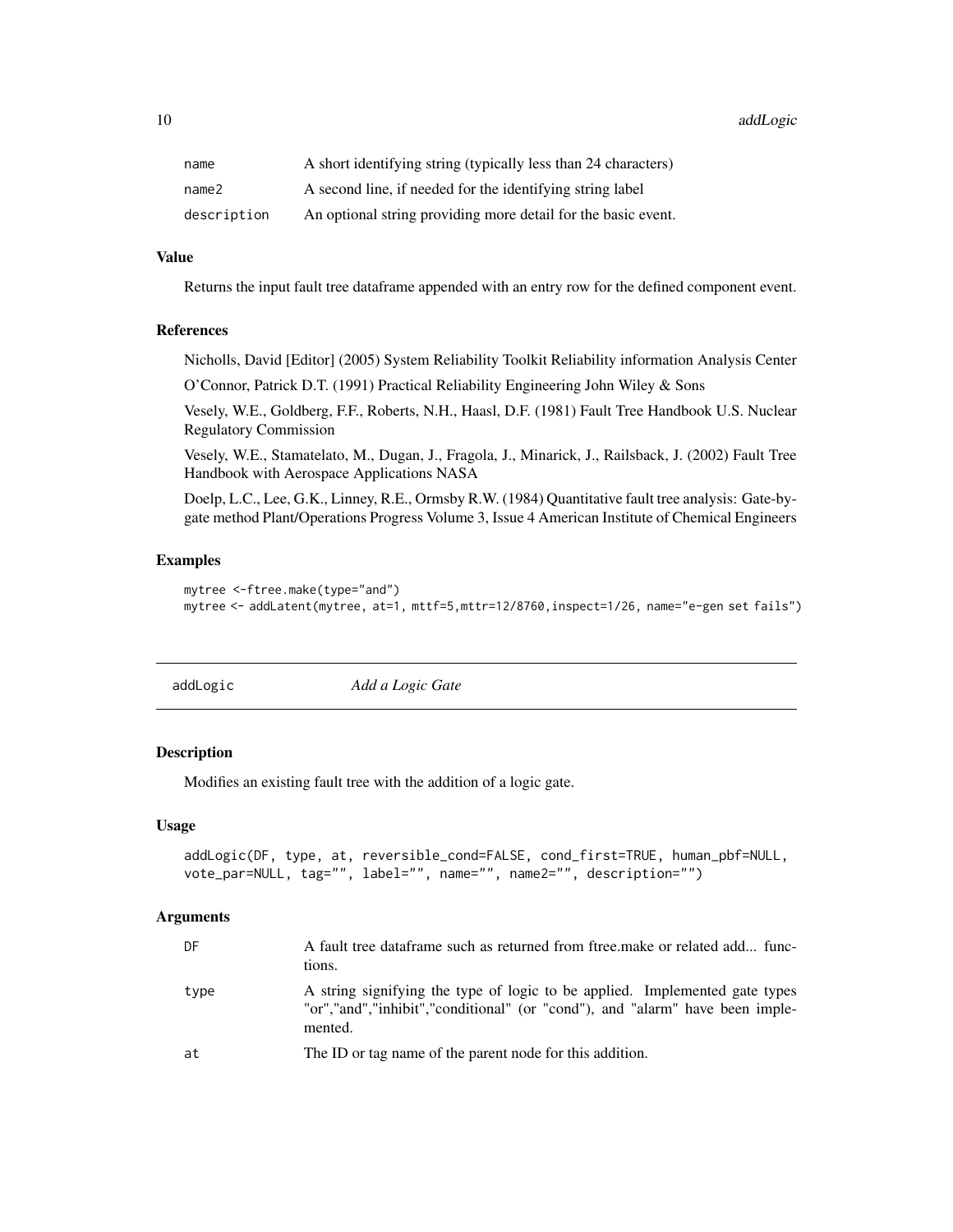| | |
|---|---|
| name | A short identifying string (typically less than 24 characters) |
| name2 | A second line, if needed for the identifying string label |
| description | An optional string providing more detail for the basic event. |

### Value

Returns the input fault tree dataframe appended with an entry row for the defined component event.

### References

Nicholls, David [Editor] (2005) System Reliability Toolkit Reliability information Analysis Center

O'Connor, Patrick D.T. (1991) Practical Reliability Engineering John Wiley & Sons

Vesely, W.E., Goldberg, F.F., Roberts, N.H., Haasl, D.F. (1981) Fault Tree Handbook U.S. Nuclear Regulatory Commission

Vesely, W.E., Stamatelato, M., Dugan, J., Fragola, J., Minarick, J., Railsback, J. (2002) Fault Tree Handbook with Aerospace Applications NASA

Doelp, L.C., Lee, G.K., Linney, R.E., Ormsby R.W. (1984) Quantitative fault tree analysis: Gate-by-gate method Plant/Operations Progress Volume 3, Issue 4 American Institute of Chemical Engineers

### Examples

```
mytree <-ftree.make(type="and")
mytree <- addLatent(mytree, at=1, mttf=5,mttr=12/8760,inspect=1/26, name="e-gen set fails")
```

---

## addLogic *Add a Logic Gate*

### Description

Modifies an existing fault tree with the addition of a logic gate.

### Usage

```
addLogic(DF, type, at, reversible_cond=FALSE, cond_first=TRUE, human_pbf=NULL,
vote_par=NULL, tag="", label="", name="", name2="", description="")
```

### Arguments

| | |
|---|---|
| DF | A fault tree dataframe such as returned from ftree.make or related add... functions. |
| type | A string signifying the type of logic to be applied. Implemented gate types "or","and","inhibit","conditional" (or "cond"), and "alarm" have been implemented. |
| at | The ID or tag name of the parent node for this addition. |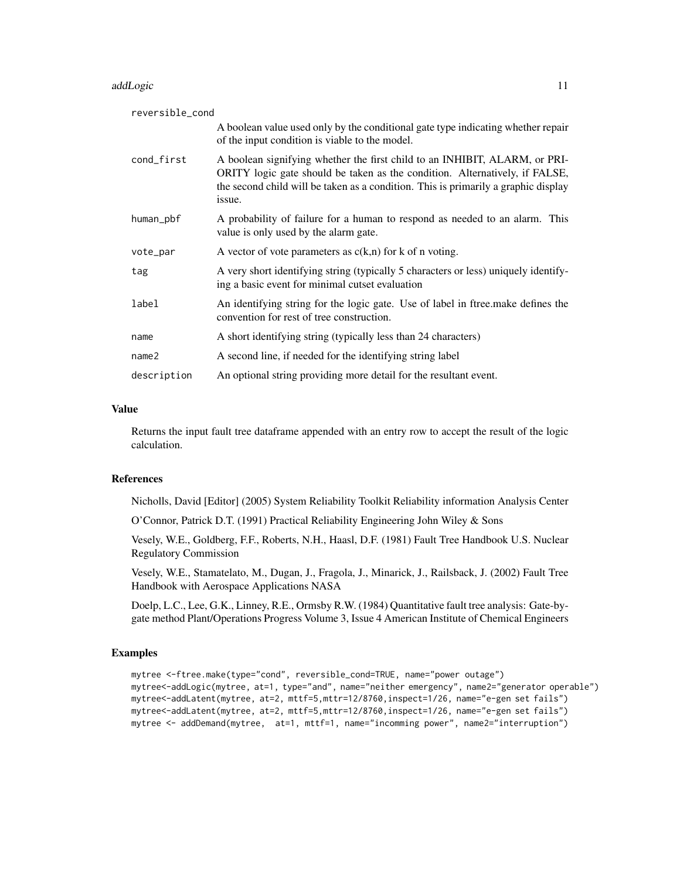| | |
|---|---|
| reversible_cond | A boolean value used only by the conditional gate type indicating whether repair of the input condition is viable to the model. |
| cond_first | A boolean signifying whether the first child to an INHIBIT, ALARM, or PRIORITY logic gate should be taken as the condition. Alternatively, if FALSE, the second child will be taken as a condition. This is primarily a graphic display issue. |
| human_pbf | A probability of failure for a human to respond as needed to an alarm. This value is only used by the alarm gate. |
| vote_par | A vector of vote parameters as c(k,n) for k of n voting. |
| tag | A very short identifying string (typically 5 characters or less) uniquely identifying a basic event for minimal cutset evaluation |
| label | An identifying string for the logic gate. Use of label in ftree.make defines the convention for rest of tree construction. |
| name | A short identifying string (typically less than 24 characters) |
| name2 | A second line, if needed for the identifying string label |
| description | An optional string providing more detail for the resultant event. |

### Value

Returns the input fault tree dataframe appended with an entry row to accept the result of the logic calculation.

### References

Nicholls, David [Editor] (2005) System Reliability Toolkit Reliability information Analysis Center

O'Connor, Patrick D.T. (1991) Practical Reliability Engineering John Wiley & Sons

Vesely, W.E., Goldberg, F.F., Roberts, N.H., Haasl, D.F. (1981) Fault Tree Handbook U.S. Nuclear Regulatory Commission

Vesely, W.E., Stamatelato, M., Dugan, J., Fragola, J., Minarick, J., Railsback, J. (2002) Fault Tree Handbook with Aerospace Applications NASA

Doelp, L.C., Lee, G.K., Linney, R.E., Ormsby R.W. (1984) Quantitative fault tree analysis: Gate-by-gate method Plant/Operations Progress Volume 3, Issue 4 American Institute of Chemical Engineers

### Examples

```
mytree <-ftree.make(type="cond", reversible_cond=TRUE, name="power outage")
mytree<-addLogic(mytree, at=1, type="and", name="neither emergency", name2="generator operable")
mytree<-addLatent(mytree, at=2, mttf=5,mttr=12/8760,inspect=1/26, name="e-gen set fails")
mytree<-addLatent(mytree, at=2, mttf=5,mttr=12/8760,inspect=1/26, name="e-gen set fails")
mytree <- addDemand(mytree,  at=1, mttf=1, name="incomming power", name2="interruption")
```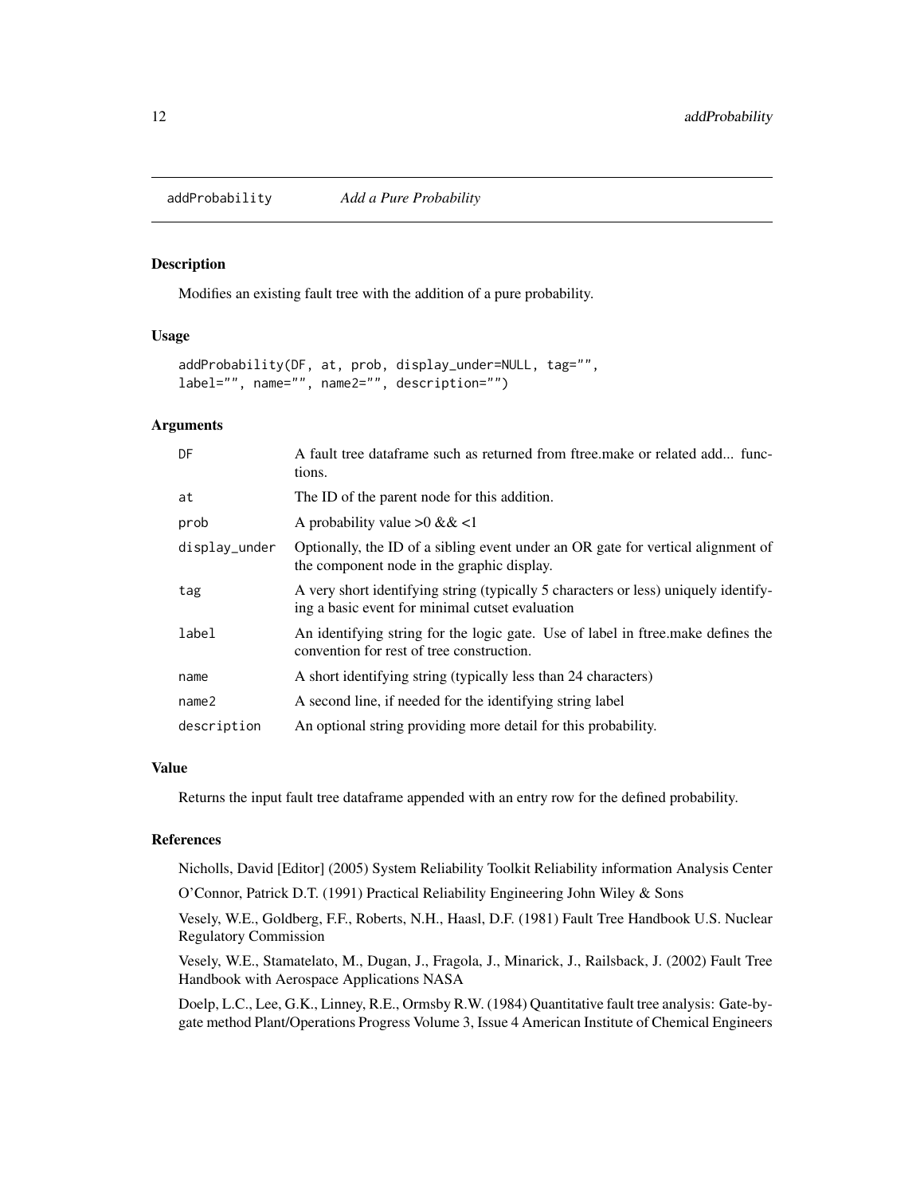# addProbability — *Add a Pure Probability*

## Description

Modifies an existing fault tree with the addition of a pure probability.

## Usage

```
addProbability(DF, at, prob, display_under=NULL, tag="",
label="", name="", name2="", description="")
```

## Arguments

| | |
|---|---|
| DF | A fault tree dataframe such as returned from ftree.make or related add... functions. |
| at | The ID of the parent node for this addition. |
| prob | A probability value >0 && <1 |
| display_under | Optionally, the ID of a sibling event under an OR gate for vertical alignment of the component node in the graphic display. |
| tag | A very short identifying string (typically 5 characters or less) uniquely identifying a basic event for minimal cutset evaluation |
| label | An identifying string for the logic gate. Use of label in ftree.make defines the convention for rest of tree construction. |
| name | A short identifying string (typically less than 24 characters) |
| name2 | A second line, if needed for the identifying string label |
| description | An optional string providing more detail for this probability. |

## Value

Returns the input fault tree dataframe appended with an entry row for the defined probability.

## References

Nicholls, David [Editor] (2005) System Reliability Toolkit Reliability information Analysis Center

O'Connor, Patrick D.T. (1991) Practical Reliability Engineering John Wiley & Sons

Vesely, W.E., Goldberg, F.F., Roberts, N.H., Haasl, D.F. (1981) Fault Tree Handbook U.S. Nuclear Regulatory Commission

Vesely, W.E., Stamatelato, M., Dugan, J., Fragola, J., Minarick, J., Railsback, J. (2002) Fault Tree Handbook with Aerospace Applications NASA

Doelp, L.C., Lee, G.K., Linney, R.E., Ormsby R.W. (1984) Quantitative fault tree analysis: Gate-by-gate method Plant/Operations Progress Volume 3, Issue 4 American Institute of Chemical Engineers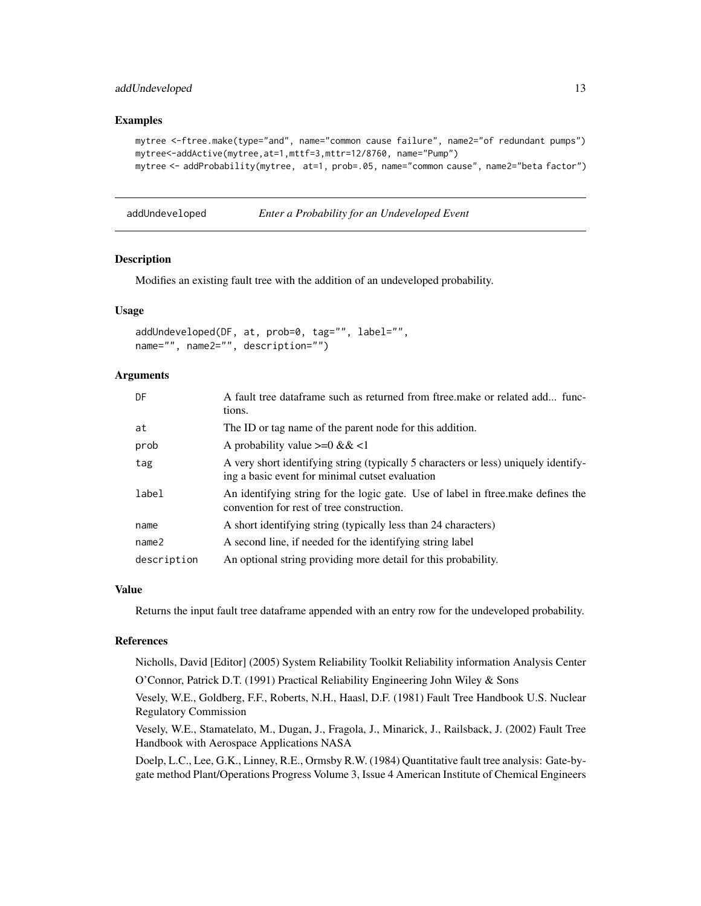### Examples

```
mytree <-ftree.make(type="and", name="common cause failure", name2="of redundant pumps")
mytree<-addActive(mytree,at=1,mttf=3,mttr=12/8760, name="Pump")
mytree <- addProbability(mytree,  at=1, prob=.05, name="common cause", name2="beta factor")
```

---

## addUndeveloped — *Enter a Probability for an Undeveloped Event*

---

### Description

Modifies an existing fault tree with the addition of an undeveloped probability.

### Usage

```
addUndeveloped(DF, at, prob=0, tag="", label="",
name="", name2="", description="")
```

### Arguments

| | |
|---|---|
| DF | A fault tree dataframe such as returned from ftree.make or related add... functions. |
| at | The ID or tag name of the parent node for this addition. |
| prob | A probability value >=0 && <1 |
| tag | A very short identifying string (typically 5 characters or less) uniquely identifying a basic event for minimal cutset evaluation |
| label | An identifying string for the logic gate. Use of label in ftree.make defines the convention for rest of tree construction. |
| name | A short identifying string (typically less than 24 characters) |
| name2 | A second line, if needed for the identifying string label |
| description | An optional string providing more detail for this probability. |

### Value

Returns the input fault tree dataframe appended with an entry row for the undeveloped probability.

### References

Nicholls, David [Editor] (2005) System Reliability Toolkit Reliability information Analysis Center

O'Connor, Patrick D.T. (1991) Practical Reliability Engineering John Wiley & Sons

Vesely, W.E., Goldberg, F.F., Roberts, N.H., Haasl, D.F. (1981) Fault Tree Handbook U.S. Nuclear Regulatory Commission

Vesely, W.E., Stamatelato, M., Dugan, J., Fragola, J., Minarick, J., Railsback, J. (2002) Fault Tree Handbook with Aerospace Applications NASA

Doelp, L.C., Lee, G.K., Linney, R.E., Ormsby R.W. (1984) Quantitative fault tree analysis: Gate-by-gate method Plant/Operations Progress Volume 3, Issue 4 American Institute of Chemical Engineers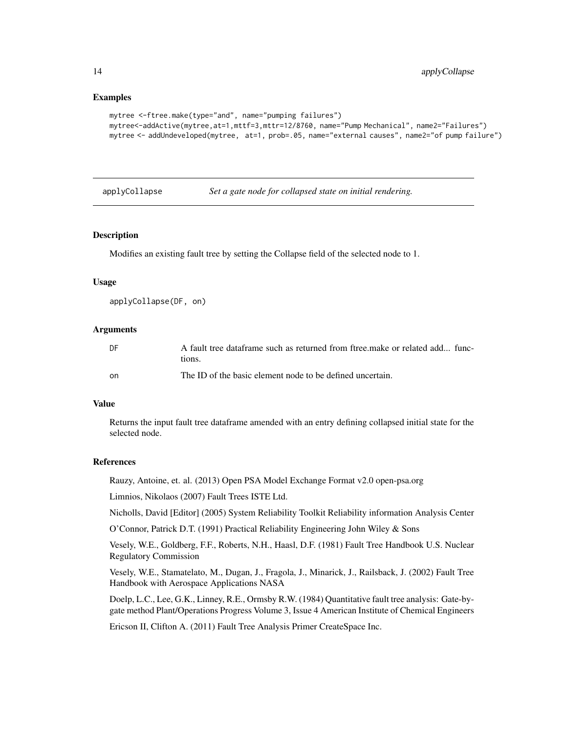### Examples

```
mytree <-ftree.make(type="and", name="pumping failures")
mytree<-addActive(mytree,at=1,mttf=3,mttr=12/8760, name="Pump Mechanical", name2="Failures")
mytree <- addUndeveloped(mytree,  at=1, prob=.05, name="external causes", name2="of pump failure")
```

---

## applyCollapse — *Set a gate node for collapsed state on initial rendering.*

---

### Description

Modifies an existing fault tree by setting the Collapse field of the selected node to 1.

### Usage

```
applyCollapse(DF, on)
```

### Arguments

| | |
|---|---|
| DF | A fault tree dataframe such as returned from ftree.make or related add... functions. |
| on | The ID of the basic element node to be defined uncertain. |

### Value

Returns the input fault tree dataframe amended with an entry defining collapsed initial state for the selected node.

### References

Rauzy, Antoine, et. al. (2013) Open PSA Model Exchange Format v2.0 open-psa.org

Limnios, Nikolaos (2007) Fault Trees ISTE Ltd.

Nicholls, David [Editor] (2005) System Reliability Toolkit Reliability information Analysis Center

O'Connor, Patrick D.T. (1991) Practical Reliability Engineering John Wiley & Sons

Vesely, W.E., Goldberg, F.F., Roberts, N.H., Haasl, D.F. (1981) Fault Tree Handbook U.S. Nuclear Regulatory Commission

Vesely, W.E., Stamatelato, M., Dugan, J., Fragola, J., Minarick, J., Railsback, J. (2002) Fault Tree Handbook with Aerospace Applications NASA

Doelp, L.C., Lee, G.K., Linney, R.E., Ormsby R.W. (1984) Quantitative fault tree analysis: Gate-by-gate method Plant/Operations Progress Volume 3, Issue 4 American Institute of Chemical Engineers

Ericson II, Clifton A. (2011) Fault Tree Analysis Primer CreateSpace Inc.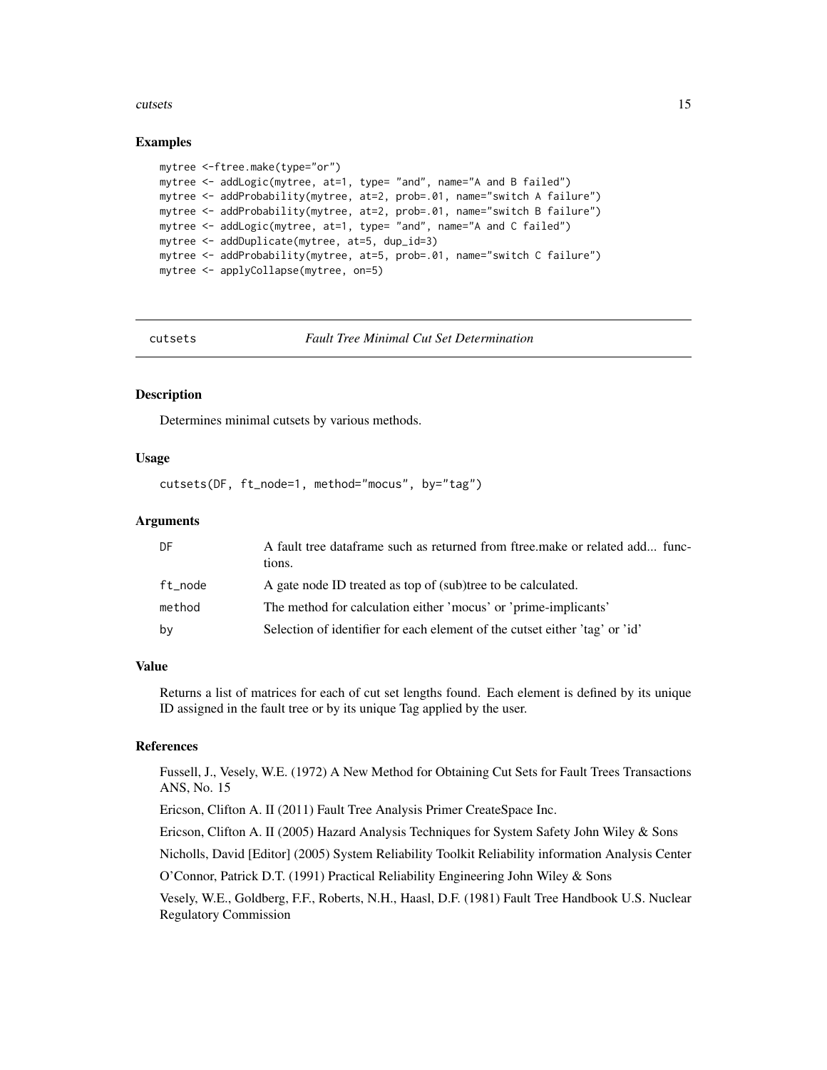### Examples

```
mytree <-ftree.make(type="or")
mytree <- addLogic(mytree, at=1, type= "and", name="A and B failed")
mytree <- addProbability(mytree, at=2, prob=.01, name="switch A failure")
mytree <- addProbability(mytree, at=2, prob=.01, name="switch B failure")
mytree <- addLogic(mytree, at=1, type= "and", name="A and C failed")
mytree <- addDuplicate(mytree, at=5, dup_id=3)
mytree <- addProbability(mytree, at=5, prob=.01, name="switch C failure")
mytree <- applyCollapse(mytree, on=5)
```

---

## cutsets *Fault Tree Minimal Cut Set Determination*

---

### Description

Determines minimal cutsets by various methods.

### Usage

```
cutsets(DF, ft_node=1, method="mocus", by="tag")
```

### Arguments

| | |
|---|---|
| DF | A fault tree dataframe such as returned from ftree.make or related add... functions. |
| ft_node | A gate node ID treated as top of (sub)tree to be calculated. |
| method | The method for calculation either 'mocus' or 'prime-implicants' |
| by | Selection of identifier for each element of the cutset either 'tag' or 'id' |

### Value

Returns a list of matrices for each of cut set lengths found. Each element is defined by its unique ID assigned in the fault tree or by its unique Tag applied by the user.

### References

Fussell, J., Vesely, W.E. (1972) A New Method for Obtaining Cut Sets for Fault Trees Transactions ANS, No. 15

Ericson, Clifton A. II (2011) Fault Tree Analysis Primer CreateSpace Inc.

Ericson, Clifton A. II (2005) Hazard Analysis Techniques for System Safety John Wiley & Sons

Nicholls, David [Editor] (2005) System Reliability Toolkit Reliability information Analysis Center

O'Connor, Patrick D.T. (1991) Practical Reliability Engineering John Wiley & Sons

Vesely, W.E., Goldberg, F.F., Roberts, N.H., Haasl, D.F. (1981) Fault Tree Handbook U.S. Nuclear Regulatory Commission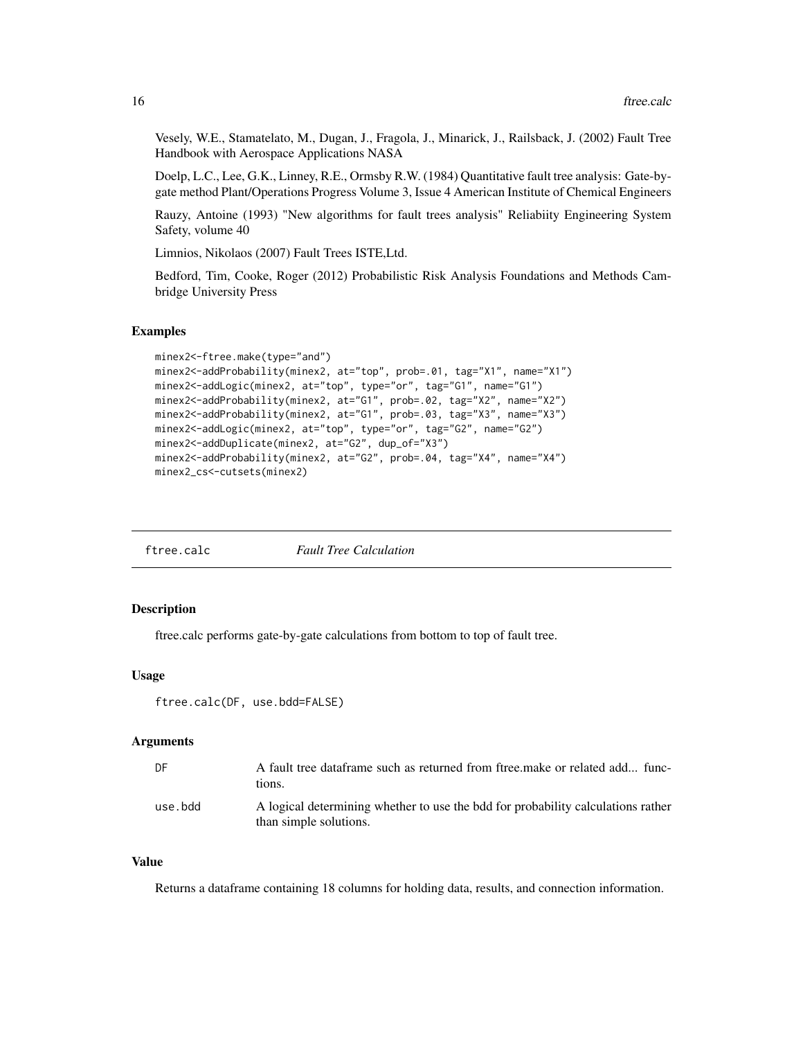Vesely, W.E., Stamatelato, M., Dugan, J., Fragola, J., Minarick, J., Railsback, J. (2002) Fault Tree Handbook with Aerospace Applications NASA

Doelp, L.C., Lee, G.K., Linney, R.E., Ormsby R.W. (1984) Quantitative fault tree analysis: Gate-by-gate method Plant/Operations Progress Volume 3, Issue 4 American Institute of Chemical Engineers

Rauzy, Antoine (1993) "New algorithms for fault trees analysis" Reliabiity Engineering System Safety, volume 40

Limnios, Nikolaos (2007) Fault Trees ISTE,Ltd.

Bedford, Tim, Cooke, Roger (2012) Probabilistic Risk Analysis Foundations and Methods Cambridge University Press

## Examples

```
minex2<-ftree.make(type="and")
minex2<-addProbability(minex2, at="top", prob=.01, tag="X1", name="X1")
minex2<-addLogic(minex2, at="top", type="or", tag="G1", name="G1")
minex2<-addProbability(minex2, at="G1", prob=.02, tag="X2", name="X2")
minex2<-addProbability(minex2, at="G1", prob=.03, tag="X3", name="X3")
minex2<-addLogic(minex2, at="top", type="or", tag="G2", name="G2")
minex2<-addDuplicate(minex2, at="G2", dup_of="X3")
minex2<-addProbability(minex2, at="G2", prob=.04, tag="X4", name="X4")
minex2_cs<-cutsets(minex2)
```

---

# ftree.calc *Fault Tree Calculation*

## Description

ftree.calc performs gate-by-gate calculations from bottom to top of fault tree.

## Usage

```
ftree.calc(DF, use.bdd=FALSE)
```

## Arguments

| | |
|---|---|
| DF | A fault tree dataframe such as returned from ftree.make or related add... functions. |
| use.bdd | A logical determining whether to use the bdd for probability calculations rather than simple solutions. |

## Value

Returns a dataframe containing 18 columns for holding data, results, and connection information.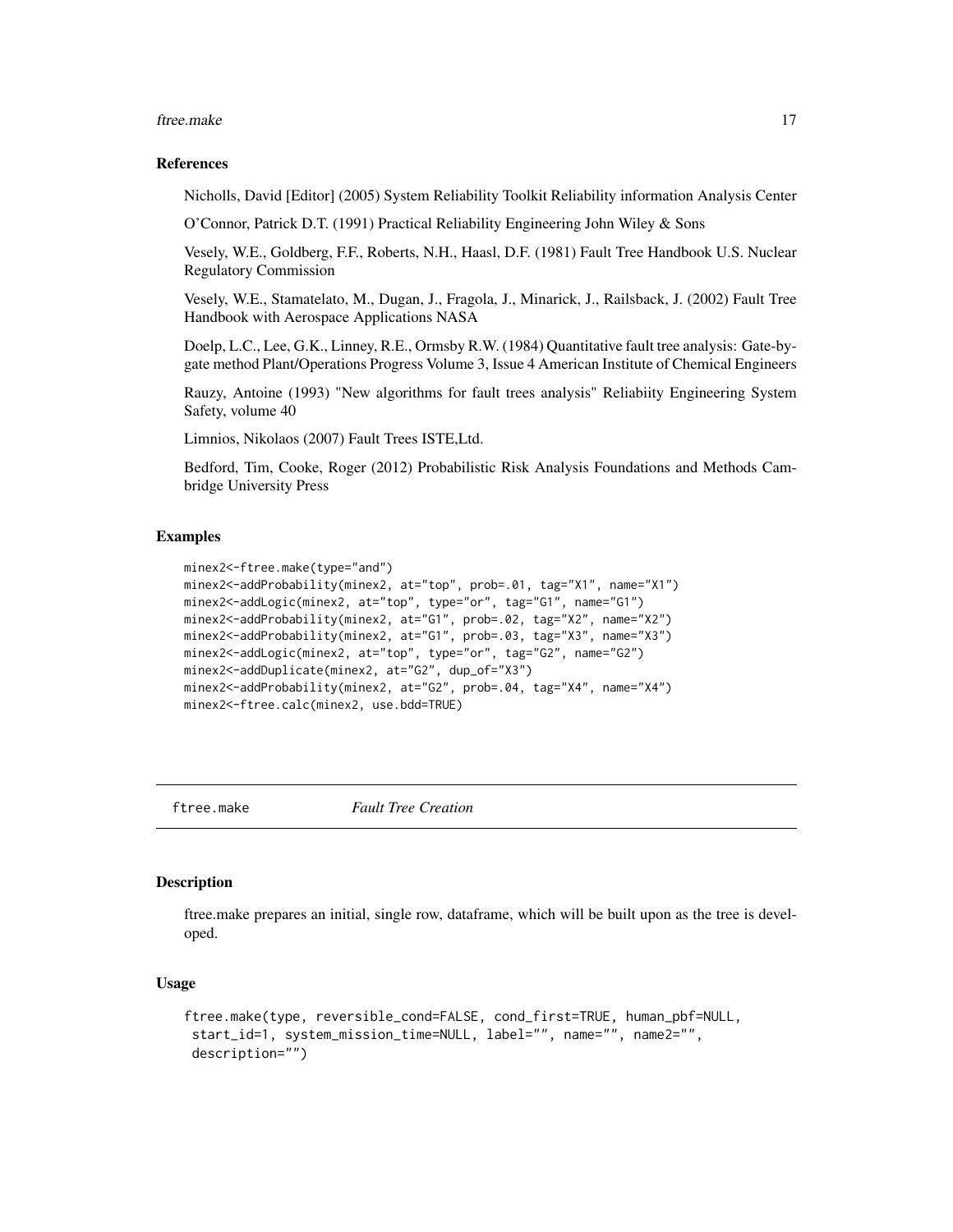### References

Nicholls, David [Editor] (2005) System Reliability Toolkit Reliability information Analysis Center

O'Connor, Patrick D.T. (1991) Practical Reliability Engineering John Wiley & Sons

Vesely, W.E., Goldberg, F.F., Roberts, N.H., Haasl, D.F. (1981) Fault Tree Handbook U.S. Nuclear Regulatory Commission

Vesely, W.E., Stamatelato, M., Dugan, J., Fragola, J., Minarick, J., Railsback, J. (2002) Fault Tree Handbook with Aerospace Applications NASA

Doelp, L.C., Lee, G.K., Linney, R.E., Ormsby R.W. (1984) Quantitative fault tree analysis: Gate-by-gate method Plant/Operations Progress Volume 3, Issue 4 American Institute of Chemical Engineers

Rauzy, Antoine (1993) "New algorithms for fault trees analysis" Reliabiity Engineering System Safety, volume 40

Limnios, Nikolaos (2007) Fault Trees ISTE,Ltd.

Bedford, Tim, Cooke, Roger (2012) Probabilistic Risk Analysis Foundations and Methods Cambridge University Press

### Examples

```
minex2<-ftree.make(type="and")
minex2<-addProbability(minex2, at="top", prob=.01, tag="X1", name="X1")
minex2<-addLogic(minex2, at="top", type="or", tag="G1", name="G1")
minex2<-addProbability(minex2, at="G1", prob=.02, tag="X2", name="X2")
minex2<-addProbability(minex2, at="G1", prob=.03, tag="X3", name="X3")
minex2<-addLogic(minex2, at="top", type="or", tag="G2", name="G2")
minex2<-addDuplicate(minex2, at="G2", dup_of="X3")
minex2<-addProbability(minex2, at="G2", prob=.04, tag="X4", name="X4")
minex2<-ftree.calc(minex2, use.bdd=TRUE)
```

---

## ftree.make *Fault Tree Creation*

### Description

ftree.make prepares an initial, single row, dataframe, which will be built upon as the tree is developed.

### Usage

```
ftree.make(type, reversible_cond=FALSE, cond_first=TRUE, human_pbf=NULL,
 start_id=1, system_mission_time=NULL, label="", name="", name2="",
 description="")
```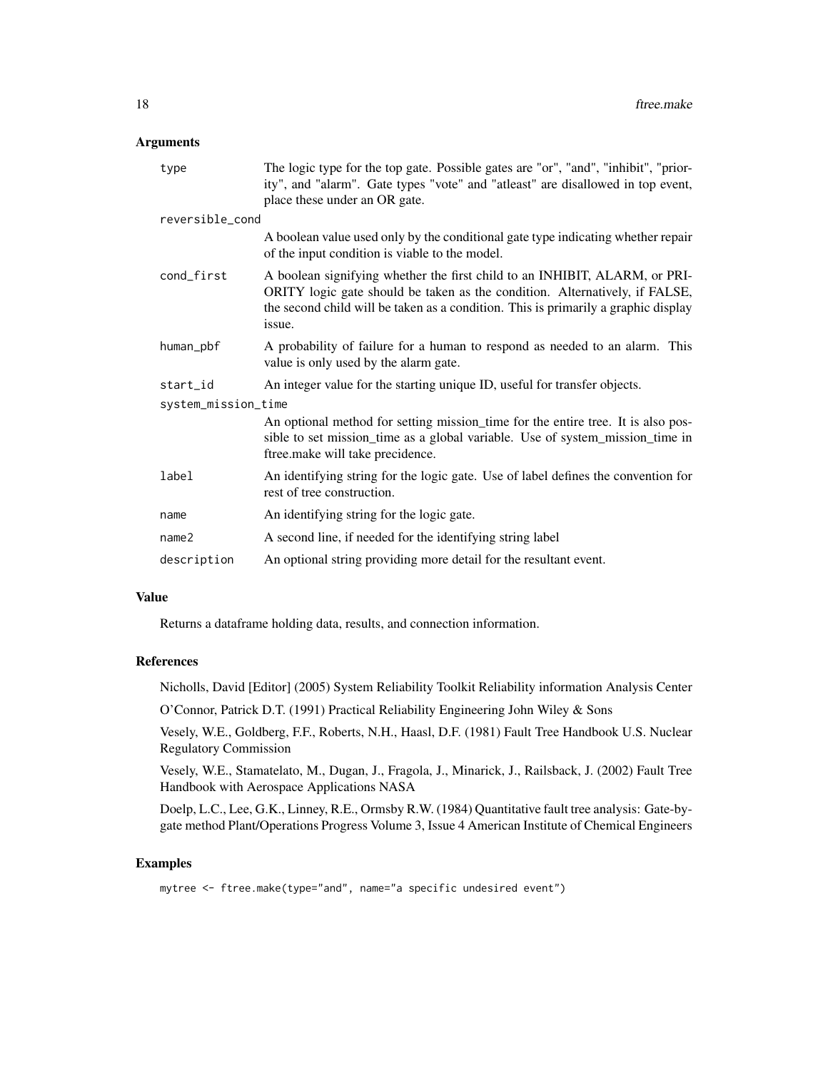## Arguments

| | |
|---|---|
| type | The logic type for the top gate. Possible gates are "or", "and", "inhibit", "priority", and "alarm". Gate types "vote" and "atleast" are disallowed in top event, place these under an OR gate. |
| reversible_cond | A boolean value used only by the conditional gate type indicating whether repair of the input condition is viable to the model. |
| cond_first | A boolean signifying whether the first child to an INHIBIT, ALARM, or PRIORITY logic gate should be taken as the condition. Alternatively, if FALSE, the second child will be taken as a condition. This is primarily a graphic display issue. |
| human_pbf | A probability of failure for a human to respond as needed to an alarm. This value is only used by the alarm gate. |
| start_id | An integer value for the starting unique ID, useful for transfer objects. |
| system_mission_time | An optional method for setting mission_time for the entire tree. It is also possible to set mission_time as a global variable. Use of system_mission_time in ftree.make will take precidence. |
| label | An identifying string for the logic gate. Use of label defines the convention for rest of tree construction. |
| name | An identifying string for the logic gate. |
| name2 | A second line, if needed for the identifying string label |
| description | An optional string providing more detail for the resultant event. |

## Value

Returns a dataframe holding data, results, and connection information.

## References

Nicholls, David [Editor] (2005) System Reliability Toolkit Reliability information Analysis Center

O'Connor, Patrick D.T. (1991) Practical Reliability Engineering John Wiley & Sons

Vesely, W.E., Goldberg, F.F., Roberts, N.H., Haasl, D.F. (1981) Fault Tree Handbook U.S. Nuclear Regulatory Commission

Vesely, W.E., Stamatelato, M., Dugan, J., Fragola, J., Minarick, J., Railsback, J. (2002) Fault Tree Handbook with Aerospace Applications NASA

Doelp, L.C., Lee, G.K., Linney, R.E., Ormsby R.W. (1984) Quantitative fault tree analysis: Gate-by-gate method Plant/Operations Progress Volume 3, Issue 4 American Institute of Chemical Engineers

## Examples

```
mytree <- ftree.make(type="and", name="a specific undesired event")
```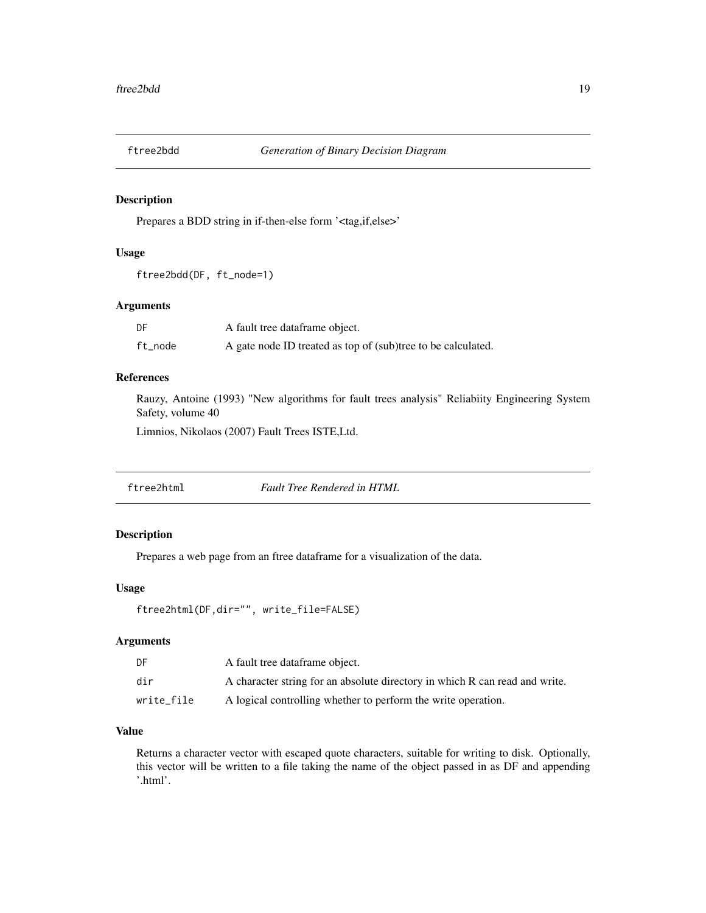## ftree2bdd *Generation of Binary Decision Diagram*

### Description

Prepares a BDD string in if-then-else form '<tag,if,else>'

### Usage

```
ftree2bdd(DF, ft_node=1)
```

### Arguments

| | |
|---|---|
| DF | A fault tree dataframe object. |
| ft_node | A gate node ID treated as top of (sub)tree to be calculated. |

### References

Rauzy, Antoine (1993) "New algorithms for fault trees analysis" Reliabiity Engineering System Safety, volume 40

Limnios, Nikolaos (2007) Fault Trees ISTE,Ltd.

## ftree2html *Fault Tree Rendered in HTML*

### Description

Prepares a web page from an ftree dataframe for a visualization of the data.

### Usage

```
ftree2html(DF,dir="", write_file=FALSE)
```

### Arguments

| | |
|---|---|
| DF | A fault tree dataframe object. |
| dir | A character string for an absolute directory in which R can read and write. |
| write_file | A logical controlling whether to perform the write operation. |

### Value

Returns a character vector with escaped quote characters, suitable for writing to disk. Optionally, this vector will be written to a file taking the name of the object passed in as DF and appending '.html'.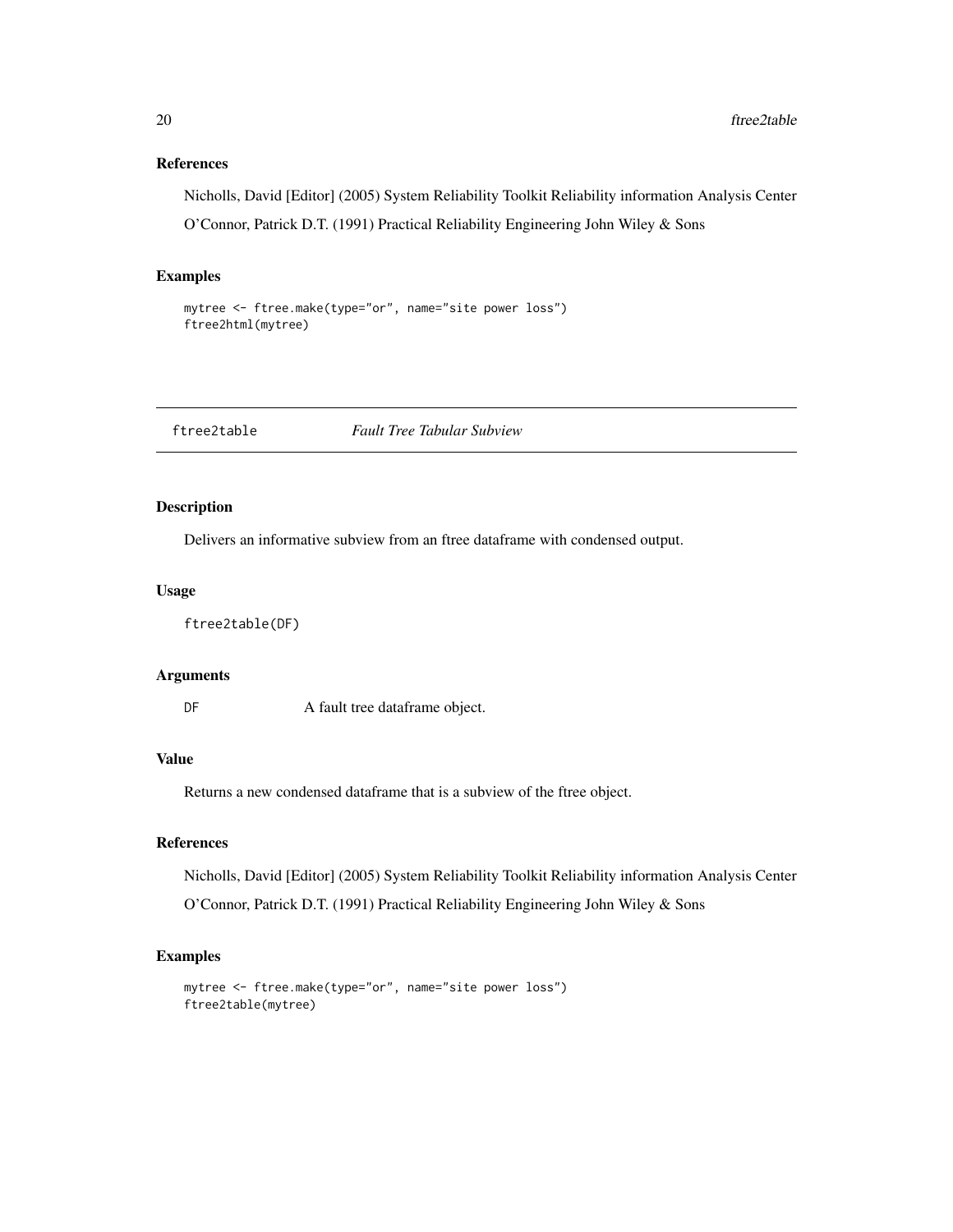### References

Nicholls, David [Editor] (2005) System Reliability Toolkit Reliability information Analysis Center

O'Connor, Patrick D.T. (1991) Practical Reliability Engineering John Wiley & Sons

### Examples

```
mytree <- ftree.make(type="or", name="site power loss")
ftree2html(mytree)
```

---

## ftree2table *Fault Tree Tabular Subview*

---

### Description

Delivers an informative subview from an ftree dataframe with condensed output.

### Usage

```
ftree2table(DF)
```

### Arguments

| | |
|---|---|
| DF | A fault tree dataframe object. |

### Value

Returns a new condensed dataframe that is a subview of the ftree object.

### References

Nicholls, David [Editor] (2005) System Reliability Toolkit Reliability information Analysis Center

O'Connor, Patrick D.T. (1991) Practical Reliability Engineering John Wiley & Sons

### Examples

```
mytree <- ftree.make(type="or", name="site power loss")
ftree2table(mytree)
```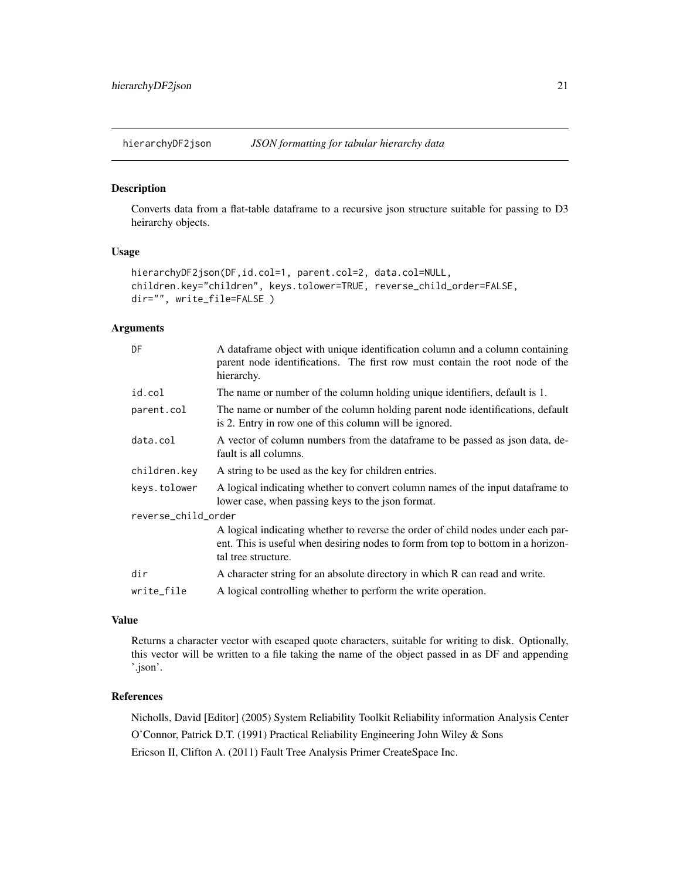## hierarchyDF2json *JSON formatting for tabular hierarchy data*

### Description

Converts data from a flat-table dataframe to a recursive json structure suitable for passing to D3 heirarchy objects.

### Usage

```
hierarchyDF2json(DF,id.col=1, parent.col=2, data.col=NULL,
children.key="children", keys.tolower=TRUE, reverse_child_order=FALSE,
dir="", write_file=FALSE )
```

### Arguments

| | |
|---|---|
| DF | A dataframe object with unique identification column and a column containing parent node identifications. The first row must contain the root node of the hierarchy. |
| id.col | The name or number of the column holding unique identifiers, default is 1. |
| parent.col | The name or number of the column holding parent node identifications, default is 2. Entry in row one of this column will be ignored. |
| data.col | A vector of column numbers from the dataframe to be passed as json data, default is all columns. |
| children.key | A string to be used as the key for children entries. |
| keys.tolower | A logical indicating whether to convert column names of the input dataframe to lower case, when passing keys to the json format. |
| reverse_child_order | A logical indicating whether to reverse the order of child nodes under each parent. This is useful when desiring nodes to form from top to bottom in a horizontal tree structure. |
| dir | A character string for an absolute directory in which R can read and write. |
| write_file | A logical controlling whether to perform the write operation. |

### Value

Returns a character vector with escaped quote characters, suitable for writing to disk. Optionally, this vector will be written to a file taking the name of the object passed in as DF and appending '.json'.

### References

Nicholls, David [Editor] (2005) System Reliability Toolkit Reliability information Analysis Center

O'Connor, Patrick D.T. (1991) Practical Reliability Engineering John Wiley & Sons

Ericson II, Clifton A. (2011) Fault Tree Analysis Primer CreateSpace Inc.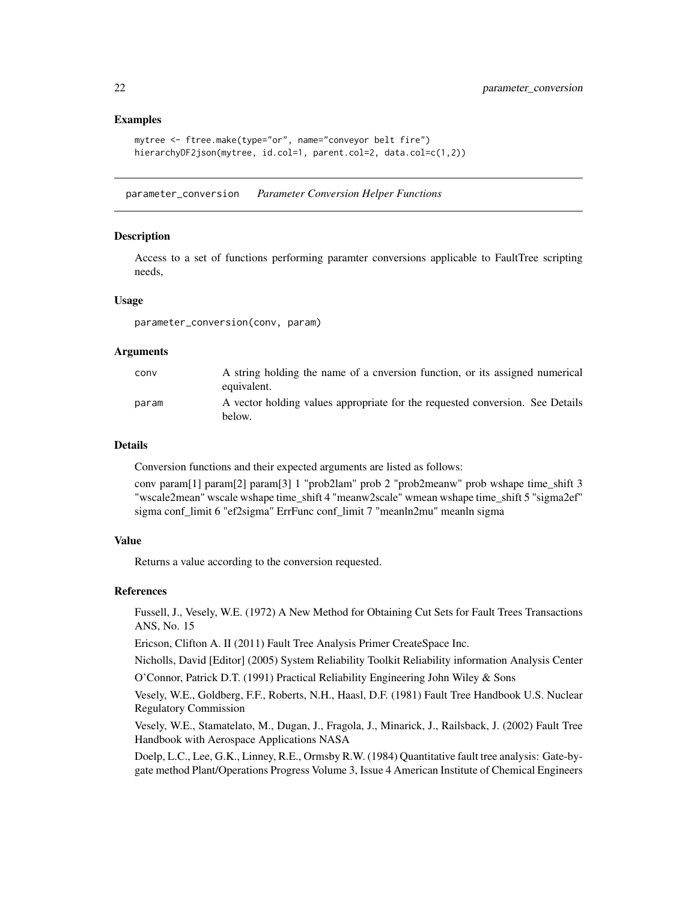### Examples

```
mytree <- ftree.make(type="or", name="conveyor belt fire")
hierarchyDF2json(mytree, id.col=1, parent.col=2, data.col=c(1,2))
```

---

## parameter_conversion *Parameter Conversion Helper Functions*

### Description

Access to a set of functions performing paramter conversions applicable to FaultTree scripting needs,

### Usage

```
parameter_conversion(conv, param)
```

### Arguments

| | |
|---|---|
| conv | A string holding the name of a cnversion function, or its assigned numerical equivalent. |
| param | A vector holding values appropriate for the requested conversion. See Details below. |

### Details

Conversion functions and their expected arguments are listed as follows:

conv param[1] param[2] param[3] 1 "prob2lam" prob 2 "prob2meanw" prob wshape time_shift 3 "wscale2mean" wscale wshape time_shift 4 "meanw2scale" wmean wshape time_shift 5 "sigma2ef" sigma conf_limit 6 "ef2sigma" ErrFunc conf_limit 7 "meanln2mu" meanln sigma

### Value

Returns a value according to the conversion requested.

### References

Fussell, J., Vesely, W.E. (1972) A New Method for Obtaining Cut Sets for Fault Trees Transactions ANS, No. 15

Ericson, Clifton A. II (2011) Fault Tree Analysis Primer CreateSpace Inc.

Nicholls, David [Editor] (2005) System Reliability Toolkit Reliability information Analysis Center

O'Connor, Patrick D.T. (1991) Practical Reliability Engineering John Wiley & Sons

Vesely, W.E., Goldberg, F.F., Roberts, N.H., Haasl, D.F. (1981) Fault Tree Handbook U.S. Nuclear Regulatory Commission

Vesely, W.E., Stamatelato, M., Dugan, J., Fragola, J., Minarick, J., Railsback, J. (2002) Fault Tree Handbook with Aerospace Applications NASA

Doelp, L.C., Lee, G.K., Linney, R.E., Ormsby R.W. (1984) Quantitative fault tree analysis: Gate-by-gate method Plant/Operations Progress Volume 3, Issue 4 American Institute of Chemical Engineers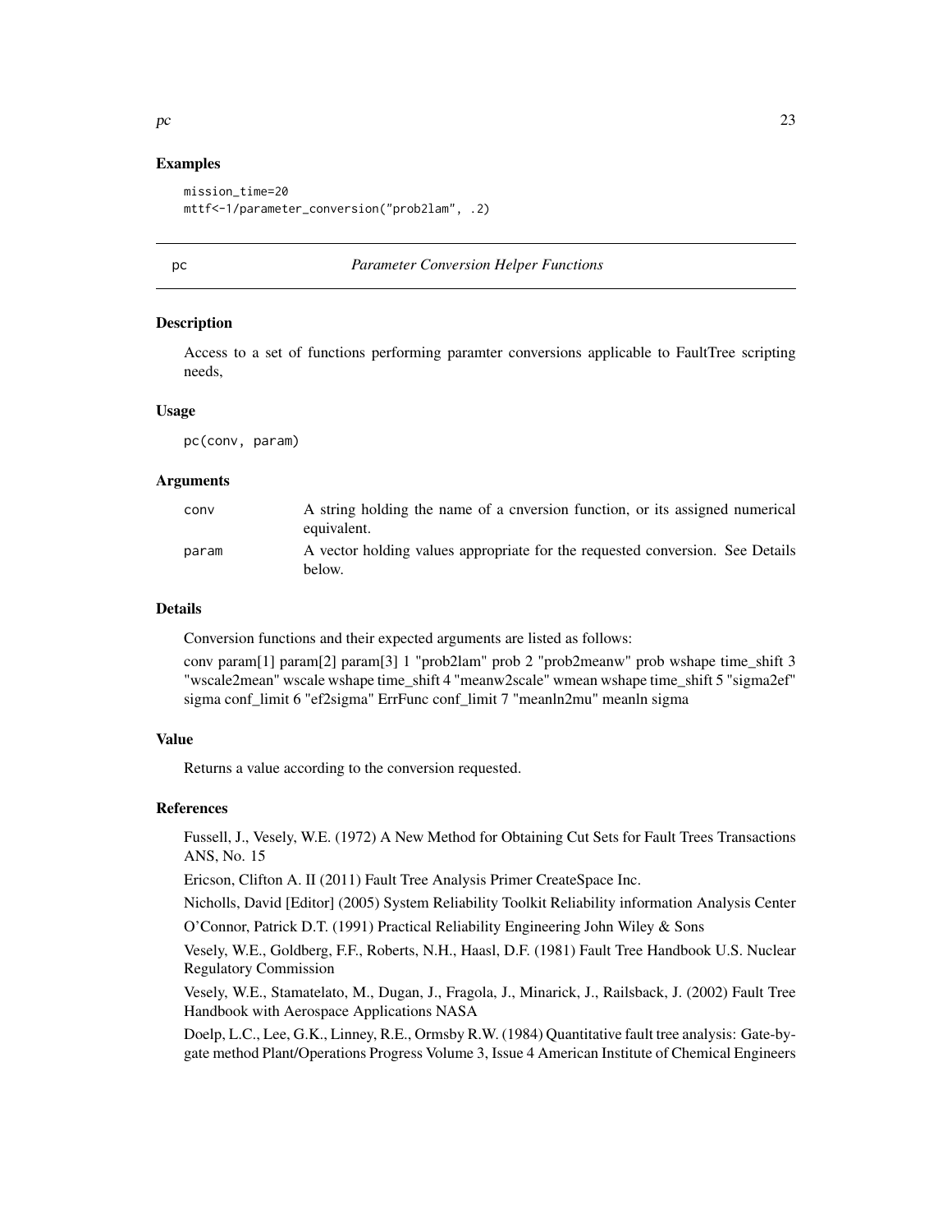## Examples

```
mission_time=20
mttf<-1/parameter_conversion("prob2lam", .2)
```

---

pc *Parameter Conversion Helper Functions*

## Description

Access to a set of functions performing paramter conversions applicable to FaultTree scripting needs,

## Usage

```
pc(conv, param)
```

## Arguments

| | |
|---|---|
| conv | A string holding the name of a cnversion function, or its assigned numerical equivalent. |
| param | A vector holding values appropriate for the requested conversion. See Details below. |

## Details

Conversion functions and their expected arguments are listed as follows:

conv param[1] param[2] param[3] 1 "prob2lam" prob 2 "prob2meanw" prob wshape time_shift 3 "wscale2mean" wscale wshape time_shift 4 "meanw2scale" wmean wshape time_shift 5 "sigma2ef" sigma conf_limit 6 "ef2sigma" ErrFunc conf_limit 7 "meanln2mu" meanln sigma

## Value

Returns a value according to the conversion requested.

## References

Fussell, J., Vesely, W.E. (1972) A New Method for Obtaining Cut Sets for Fault Trees Transactions ANS, No. 15

Ericson, Clifton A. II (2011) Fault Tree Analysis Primer CreateSpace Inc.

Nicholls, David [Editor] (2005) System Reliability Toolkit Reliability information Analysis Center

O'Connor, Patrick D.T. (1991) Practical Reliability Engineering John Wiley & Sons

Vesely, W.E., Goldberg, F.F., Roberts, N.H., Haasl, D.F. (1981) Fault Tree Handbook U.S. Nuclear Regulatory Commission

Vesely, W.E., Stamatelato, M., Dugan, J., Fragola, J., Minarick, J., Railsback, J. (2002) Fault Tree Handbook with Aerospace Applications NASA

Doelp, L.C., Lee, G.K., Linney, R.E., Ormsby R.W. (1984) Quantitative fault tree analysis: Gate-by-gate method Plant/Operations Progress Volume 3, Issue 4 American Institute of Chemical Engineers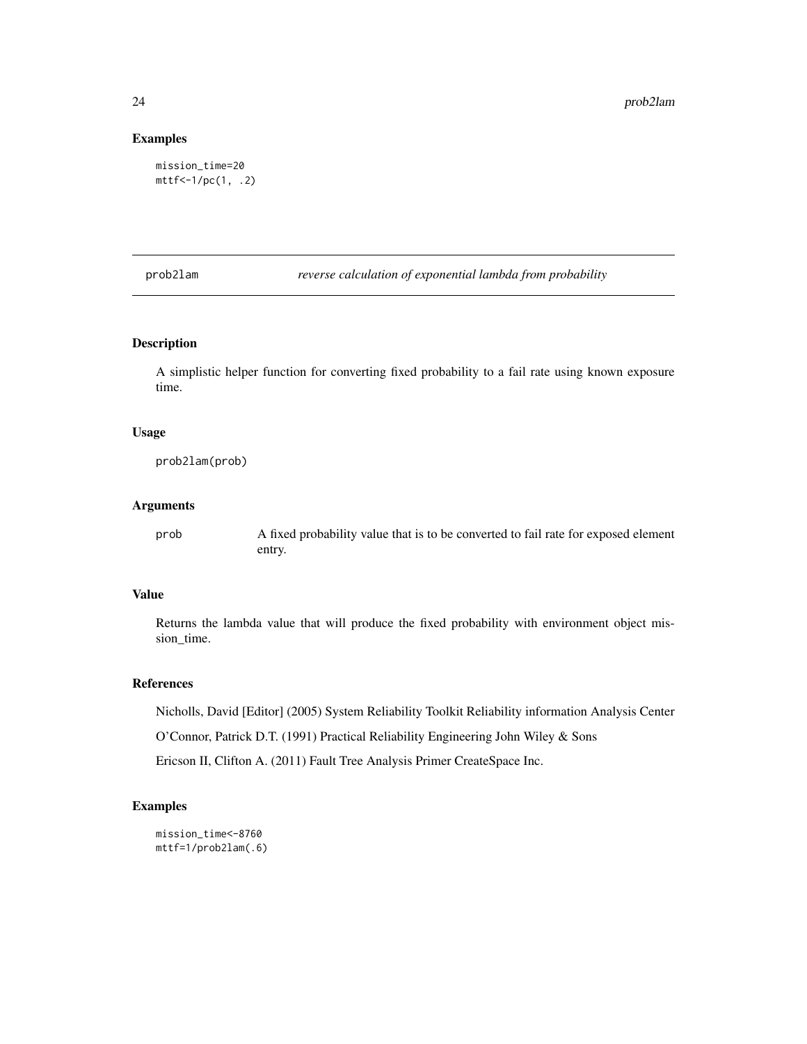## Examples

```
mission_time=20
mttf<-1/pc(1, .2)
```

---

`prob2lam` *reverse calculation of exponential lambda from probability*

---

## Description

A simplistic helper function for converting fixed probability to a fail rate using known exposure time.

## Usage

```
prob2lam(prob)
```

## Arguments

| | |
|---|---|
| prob | A fixed probability value that is to be converted to fail rate for exposed element entry. |

## Value

Returns the lambda value that will produce the fixed probability with environment object mission_time.

## References

Nicholls, David [Editor] (2005) System Reliability Toolkit Reliability information Analysis Center

O'Connor, Patrick D.T. (1991) Practical Reliability Engineering John Wiley & Sons

Ericson II, Clifton A. (2011) Fault Tree Analysis Primer CreateSpace Inc.

## Examples

```
mission_time<-8760
mttf=1/prob2lam(.6)
```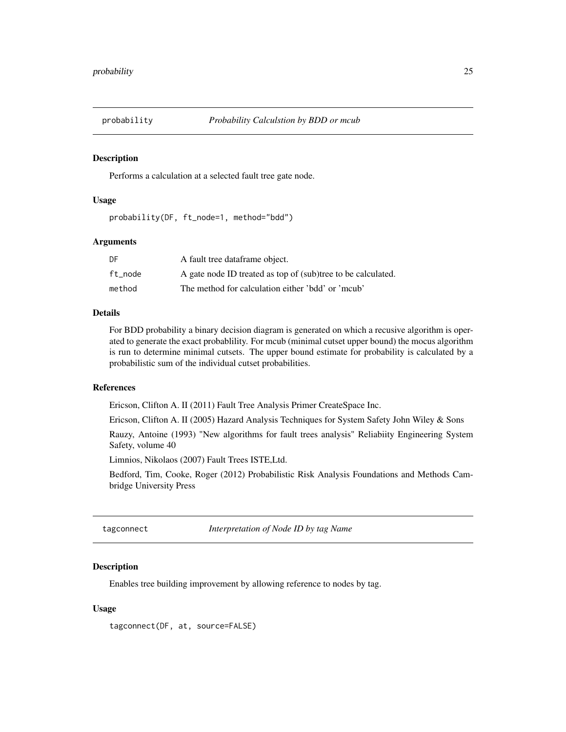## probability *Probability Calculstion by BDD or mcub*

### Description

Performs a calculation at a selected fault tree gate node.

### Usage

```
probability(DF, ft_node=1, method="bdd")
```

### Arguments

| | |
|---|---|
| DF | A fault tree dataframe object. |
| ft_node | A gate node ID treated as top of (sub)tree to be calculated. |
| method | The method for calculation either 'bdd' or 'mcub' |

### Details

For BDD probability a binary decision diagram is generated on which a recusive algorithm is operated to generate the exact probablility. For mcub (minimal cutset upper bound) the mocus algorithm is run to determine minimal cutsets. The upper bound estimate for probability is calculated by a probabilistic sum of the individual cutset probabilities.

### References

Ericson, Clifton A. II (2011) Fault Tree Analysis Primer CreateSpace Inc.

Ericson, Clifton A. II (2005) Hazard Analysis Techniques for System Safety John Wiley & Sons

Rauzy, Antoine (1993) "New algorithms for fault trees analysis" Reliabiity Engineering System Safety, volume 40

Limnios, Nikolaos (2007) Fault Trees ISTE,Ltd.

Bedford, Tim, Cooke, Roger (2012) Probabilistic Risk Analysis Foundations and Methods Cambridge University Press

## tagconnect *Interpretation of Node ID by tag Name*

### Description

Enables tree building improvement by allowing reference to nodes by tag.

### Usage

```
tagconnect(DF, at, source=FALSE)
```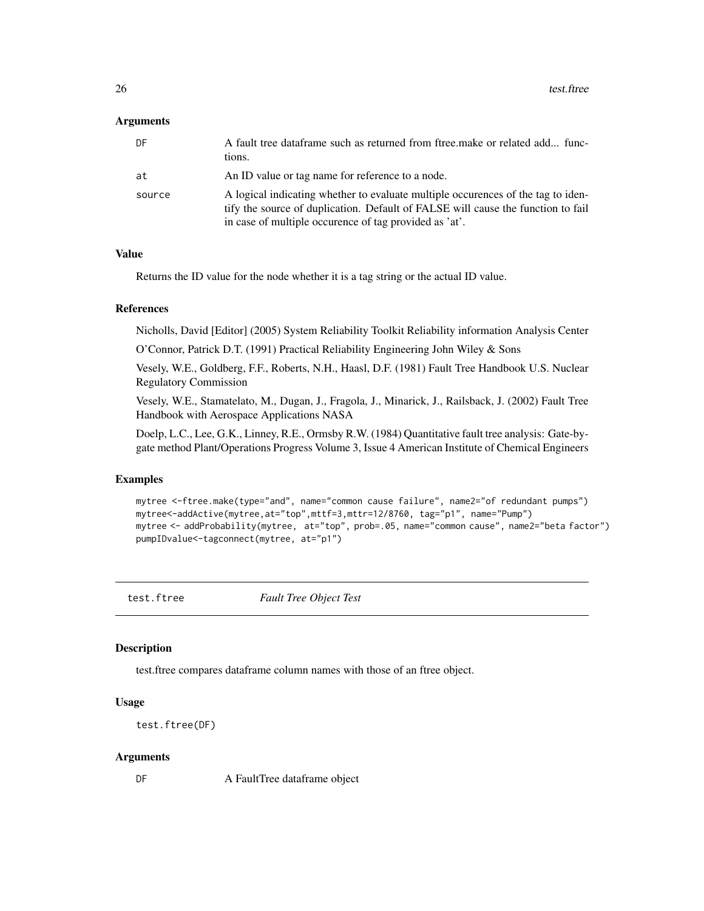### Arguments

| | |
|---|---|
| DF | A fault tree dataframe such as returned from ftree.make or related add... functions. |
| at | An ID value or tag name for reference to a node. |
| source | A logical indicating whether to evaluate multiple occurences of the tag to identify the source of duplication. Default of FALSE will cause the function to fail in case of multiple occurence of tag provided as 'at'. |

### Value

Returns the ID value for the node whether it is a tag string or the actual ID value.

### References

Nicholls, David [Editor] (2005) System Reliability Toolkit Reliability information Analysis Center

O'Connor, Patrick D.T. (1991) Practical Reliability Engineering John Wiley & Sons

Vesely, W.E., Goldberg, F.F., Roberts, N.H., Haasl, D.F. (1981) Fault Tree Handbook U.S. Nuclear Regulatory Commission

Vesely, W.E., Stamatelato, M., Dugan, J., Fragola, J., Minarick, J., Railsback, J. (2002) Fault Tree Handbook with Aerospace Applications NASA

Doelp, L.C., Lee, G.K., Linney, R.E., Ormsby R.W. (1984) Quantitative fault tree analysis: Gate-by-gate method Plant/Operations Progress Volume 3, Issue 4 American Institute of Chemical Engineers

### Examples

```
mytree <-ftree.make(type="and", name="common cause failure", name2="of redundant pumps")
mytree<-addActive(mytree,at="top",mttf=3,mttr=12/8760, tag="p1", name="Pump")
mytree <- addProbability(mytree, at="top", prob=.05, name="common cause", name2="beta factor")
pumpIDvalue<-tagconnect(mytree, at="p1")
```

---

## test.ftree    *Fault Tree Object Test*

### Description

test.ftree compares dataframe column names with those of an ftree object.

### Usage

```
test.ftree(DF)
```

### Arguments

| | |
|---|---|
| DF | A FaultTree dataframe object |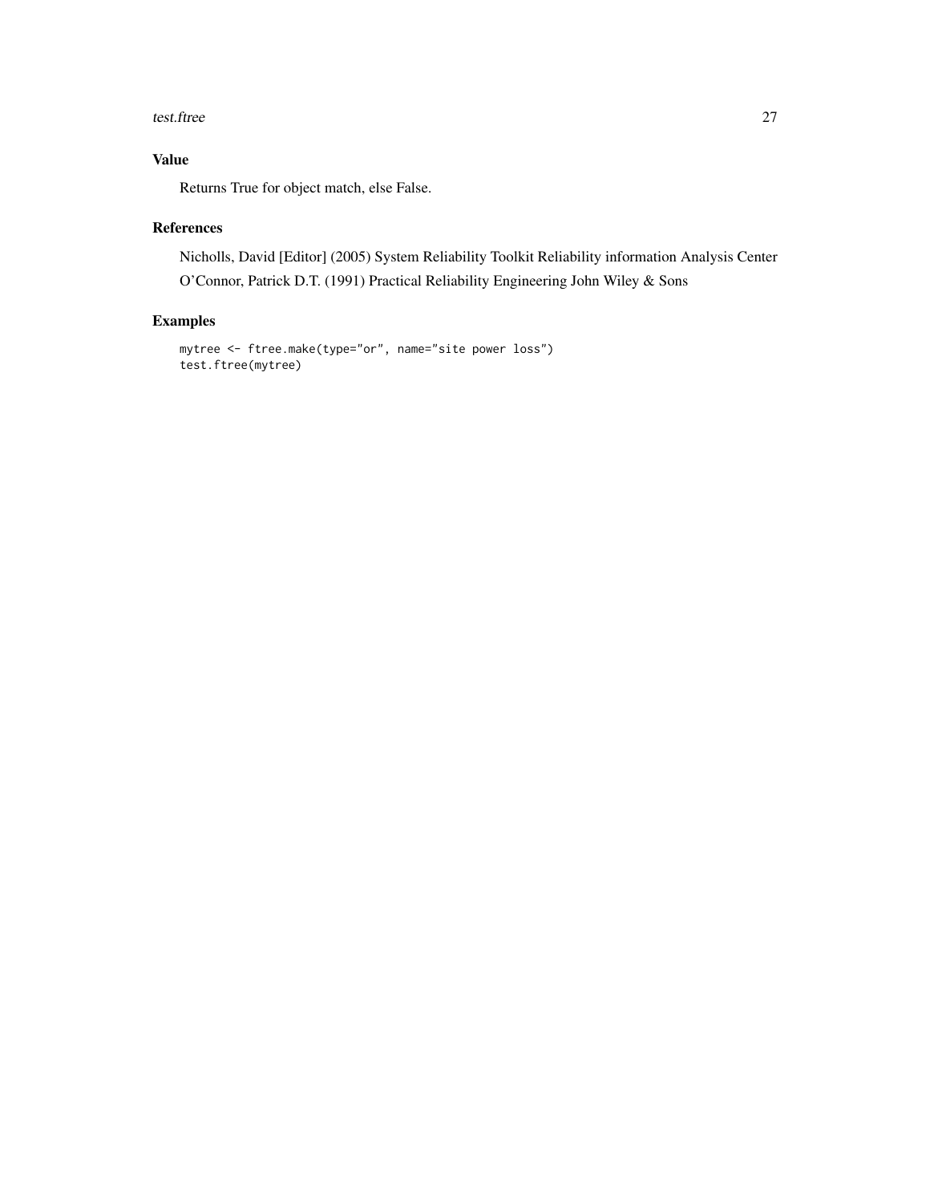## Value

Returns True for object match, else False.

## References

Nicholls, David [Editor] (2005) System Reliability Toolkit Reliability information Analysis Center

O'Connor, Patrick D.T. (1991) Practical Reliability Engineering John Wiley & Sons

## Examples

```
mytree <- ftree.make(type="or", name="site power loss")
test.ftree(mytree)
```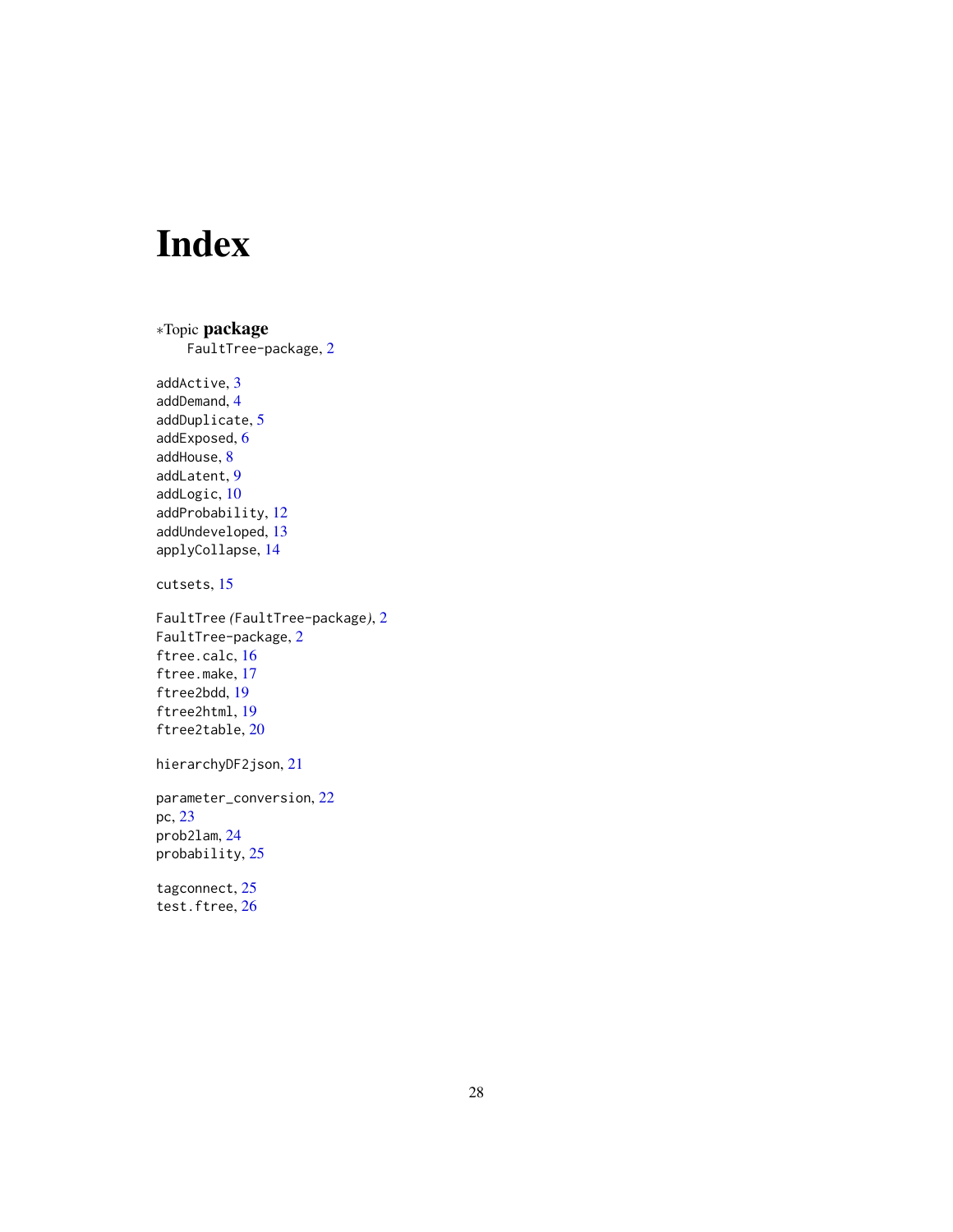# Index

∗Topic **package**

FaultTree-package, 2

addActive, 3
addDemand, 4
addDuplicate, 5
addExposed, 6
addHouse, 8
addLatent, 9
addLogic, 10
addProbability, 12
addUndeveloped, 13
applyCollapse, 14

cutsets, 15

FaultTree (FaultTree-package), 2
FaultTree-package, 2
ftree.calc, 16
ftree.make, 17
ftree2bdd, 19
ftree2html, 19
ftree2table, 20

hierarchyDF2json, 21

parameter_conversion, 22
pc, 23
prob2lam, 24
probability, 25

tagconnect, 25
test.ftree, 26